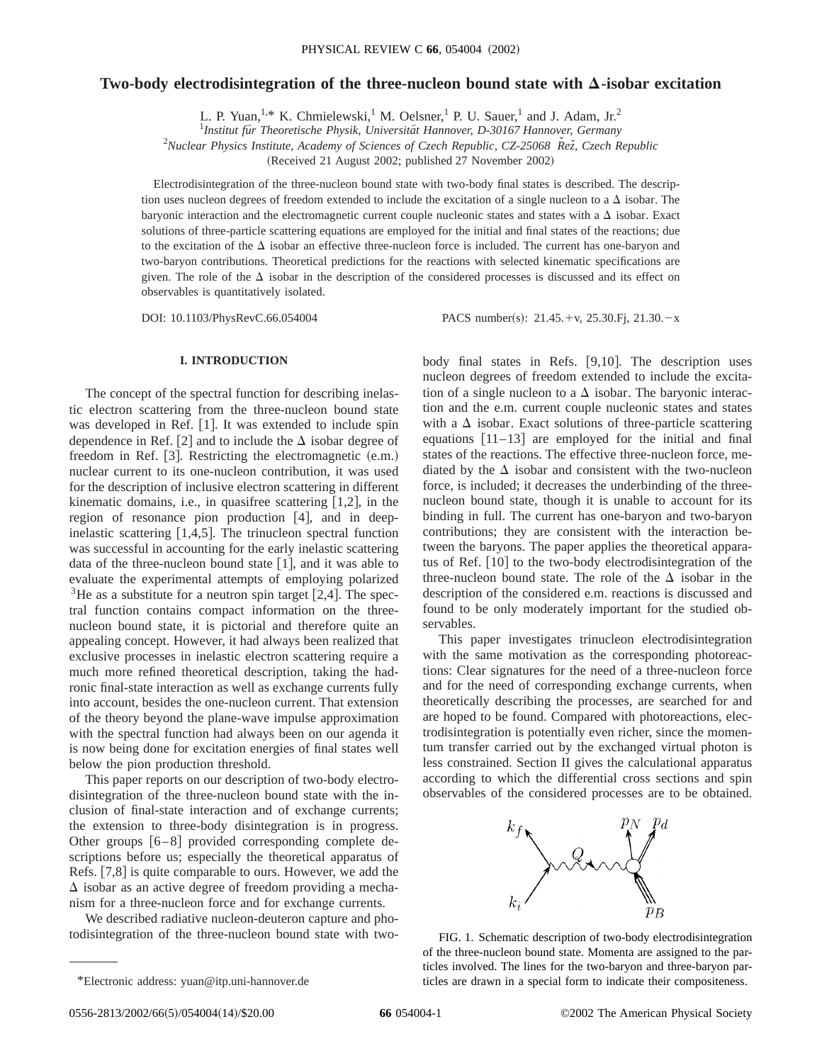# Two-body electrodisintegration of the three-nucleon bound state with Δ-isobar excitation

L. P. Yuan,[1,*] K. Chmielewski,[1] M. Oelsner,[1] P. U. Sauer,[1] and J. Adam, Jr.[2]

[1]*Institut für Theoretische Physik, Universität Hannover, D-30167 Hannover, Germany*

[2]*Nuclear Physics Institute, Academy of Sciences of Czech Republic, CZ-25068 Řež, Czech Republic*

(Received 21 August 2002; published 27 November 2002)

Electrodisintegration of the three-nucleon bound state with two-body final states is described. The description uses nucleon degrees of freedom extended to include the excitation of a single nucleon to a Δ isobar. The baryonic interaction and the electromagnetic current couple nucleonic states and states with a Δ isobar. Exact solutions of three-particle scattering equations are employed for the initial and final states of the reactions; due to the excitation of the Δ isobar an effective three-nucleon force is included. The current has one-baryon and two-baryon contributions. Theoretical predictions for the reactions with selected kinematic specifications are given. The role of the Δ isobar in the description of the considered processes is discussed and its effect on observables is quantitatively isolated.

DOI: 10.1103/PhysRevC.66.054004 PACS number(s): 21.45.+v, 25.30.Fj, 21.30.−x

## I. INTRODUCTION

The concept of the spectral function for describing inelastic electron scattering from the three-nucleon bound state was developed in Ref. [1]. It was extended to include spin dependence in Ref. [2] and to include the Δ isobar degree of freedom in Ref. [3]. Restricting the electromagnetic (e.m.) nuclear current to its one-nucleon contribution, it was used for the description of inclusive electron scattering in different kinematic domains, i.e., in quasifree scattering [1,2], in the region of resonance pion production [4], and in deep-inelastic scattering [1,4,5]. The trinucleon spectral function was successful in accounting for the early inelastic scattering data of the three-nucleon bound state [1], and it was able to evaluate the experimental attempts of employing polarized $^3$He as a substitute for a neutron spin target [2,4]. The spectral function contains compact information on the three-nucleon bound state, it is pictorial and therefore quite an appealing concept. However, it had always been realized that exclusive processes in inelastic electron scattering require a much more refined theoretical description, taking the hadronic final-state interaction as well as exchange currents fully into account, besides the one-nucleon current. That extension of the theory beyond the plane-wave impulse approximation with the spectral function had always been on our agenda it is now being done for excitation energies of final states well below the pion production threshold.

This paper reports on our description of two-body electrodisintegration of the three-nucleon bound state with the inclusion of final-state interaction and of exchange currents; the extension to three-body disintegration is in progress. Other groups [6–8] provided corresponding complete descriptions before us; especially the theoretical apparatus of Refs. [7,8] is quite comparable to ours. However, we add the Δ isobar as an active degree of freedom providing a mechanism for a three-nucleon force and for exchange currents.

We described radiative nucleon-deuteron capture and photodisintegration of the three-nucleon bound state with two-body final states in Refs. [9,10]. The description uses nucleon degrees of freedom extended to include the excitation of a single nucleon to a Δ isobar. The baryonic interaction and the e.m. current couple nucleonic states and states with a Δ isobar. Exact solutions of three-particle scattering equations [11–13] are employed for the initial and final states of the reactions. The effective three-nucleon force, mediated by the Δ isobar and consistent with the two-nucleon force, is included; it decreases the underbinding of the three-nucleon bound state, though it is unable to account for its binding in full. The current has one-baryon and two-baryon contributions; they are consistent with the interaction between the baryons. The paper applies the theoretical apparatus of Ref. [10] to the two-body electrodisintegration of the three-nucleon bound state. The role of the Δ isobar in the description of the considered e.m. reactions is discussed and found to be only moderately important for the studied observables.

This paper investigates trinucleon electrodisintegration with the same motivation as the corresponding photoreactions: Clear signatures for the need of a three-nucleon force and for the need of corresponding exchange currents, when theoretically describing the processes, are searched for and are hoped to be found. Compared with photoreactions, electrodisintegration is potentially even richer, since the momentum transfer carried out by the exchanged virtual photon is less constrained. Section II gives the calculational apparatus according to which the differential cross sections and spin observables of the considered processes are to be obtained.

FIG. 1. Schematic description of two-body electrodisintegration of the three-nucleon bound state. Momenta are assigned to the particles involved. The lines for the two-baryon and three-baryon particles are drawn in a special form to indicate their compositeness.

*Electronic address: yuan@itp.uni-hannover.de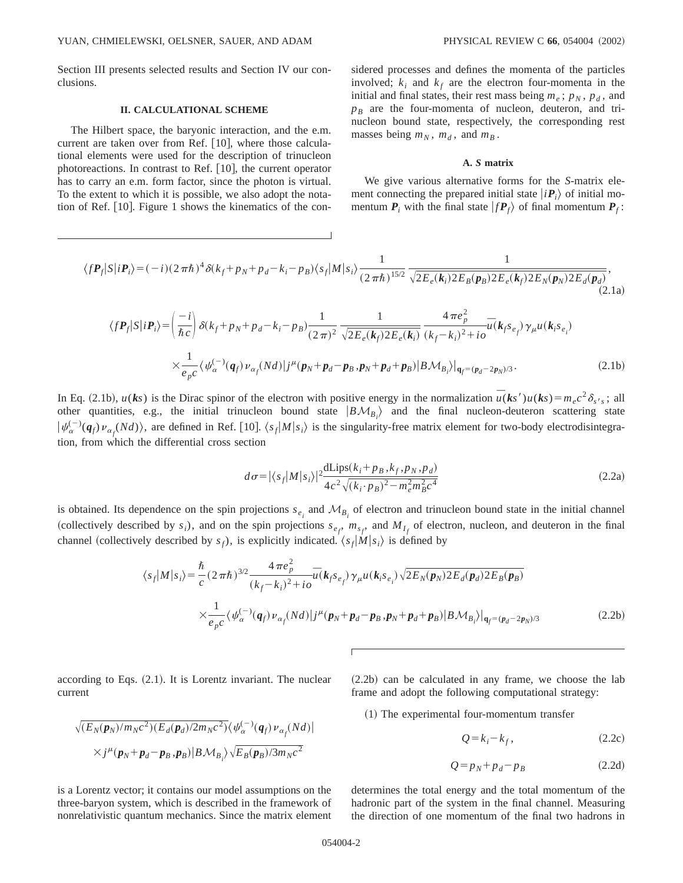Section III presents selected results and Section IV our conclusions.

## II. CALCULATIONAL SCHEME

The Hilbert space, the baryonic interaction, and the e.m. current are taken over from Ref. [10], where those calculational elements were used for the description of trinucleon photoreactions. In contrast to Ref. [10], the current operator has to carry an e.m. form factor, since the photon is virtual. To the extent to which it is possible, we also adopt the notation of Ref. [10]. Figure 1 shows the kinematics of the considered processes and defines the momenta of the particles involved; $k_i$ and $k_f$ are the electron four-momenta in the initial and final states, their rest mass being $m_e$; $p_N$, $p_d$, and $p_B$ are the four-momenta of nucleon, deuteron, and trinucleon bound state, respectively, the corresponding rest masses being $m_N$, $m_d$, and $m_B$.

### A. *S* matrix

We give various alternative forms for the *S*-matrix element connecting the prepared initial state $|i\boldsymbol{P}_i\rangle$ of initial momentum $\boldsymbol{P}_i$ with the final state $|f\boldsymbol{P}_f\rangle$ of final momentum $\boldsymbol{P}_f$:

$$\langle f\boldsymbol{P}_f|S|i\boldsymbol{P}_i\rangle=(-i)(2\pi\hbar)^4\delta(k_f+p_N+p_d-k_i-p_B)\langle s_f|M|s_i\rangle\frac{1}{(2\pi\hbar)^{15/2}}\frac{1}{\sqrt{2E_e(\boldsymbol{k}_i)2E_B(\boldsymbol{p}_B)2E_e(\boldsymbol{k}_f)2E_N(\boldsymbol{p}_N)2E_d(\boldsymbol{p}_d)}},\tag{2.1a}$$

$$\begin{aligned}\langle f\boldsymbol{P}_f|S|i\boldsymbol{P}_i\rangle=&\left(\frac{-i}{\hbar c}\right)\delta(k_f+p_N+p_d-k_i-p_B)\frac{1}{(2\pi)^2}\frac{1}{\sqrt{2E_e(\boldsymbol{k}_f)2E_e(\boldsymbol{k}_i)}}\frac{4\pi e_p^2}{(k_f-k_i)^2+io}\overline{u}(\boldsymbol{k}_f s_{e_f})\gamma_\mu u(\boldsymbol{k}_i s_{e_i})\\&\times\frac{1}{e_p c}\langle\psi_\alpha^{(-)}(\boldsymbol{q}_f)\nu_{\alpha_f}(Nd)|j^\mu(\boldsymbol{p}_N+\boldsymbol{p}_d-\boldsymbol{p}_B,\boldsymbol{p}_N+\boldsymbol{p}_d+\boldsymbol{p}_B)|B\mathcal{M}_{B_i}\rangle|_{\boldsymbol{q}_f=(\boldsymbol{p}_d-2\boldsymbol{p}_N)/3}.\end{aligned}\tag{2.1b}$$

In Eq. (2.1b), $u(\boldsymbol{k}s)$ is the Dirac spinor of the electron with positive energy in the normalization $\overline{u}(\boldsymbol{k}s')u(\boldsymbol{k}s)=m_ec^2\delta_{s's}$; all other quantities, e.g., the initial trinucleon bound state $|B\mathcal{M}_{B_i}\rangle$ and the final nucleon-deuteron scattering state $|\psi_\alpha^{(-)}(\boldsymbol{q}_f)\nu_{\alpha_f}(Nd)\rangle$, are defined in Ref. [10]. $\langle s_f|M|s_i\rangle$ is the singularity-free matrix element for two-body electrodisintegration, from which the differential cross section

$$d\sigma=|\langle s_f|M|s_i\rangle|^2\frac{\mathrm{dLips}(k_i+p_B,k_f,p_N,p_d)}{4c^2\sqrt{(k_i\cdot p_B)^2-m_e^2m_B^2c^4}}\tag{2.2a}$$

is obtained. Its dependence on the spin projections $s_{e_i}$ and $\mathcal{M}_{B_i}$ of electron and trinucleon bound state in the initial channel (collectively described by $s_i$), and on the spin projections $s_{e_f}$, $m_{s_f}$, and $M_{I_f}$ of electron, nucleon, and deuteron in the final channel (collectively described by $s_f$), is explicitly indicated. $\langle s_f|M|s_i\rangle$ is defined by

$$\begin{aligned}\langle s_f|M|s_i\rangle=&\frac{\hbar}{c}(2\pi\hbar)^{3/2}\frac{4\pi e_p^2}{(k_f-k_i)^2+io}\overline{u}(\boldsymbol{k}_f s_{e_f})\gamma_\mu u(\boldsymbol{k}_i s_{e_i})\sqrt{2E_N(\boldsymbol{p}_N)2E_d(\boldsymbol{p}_d)2E_B(\boldsymbol{p}_B)}\\&\times\frac{1}{e_pc}\langle\psi_\alpha^{(-)}(\boldsymbol{q}_f)\nu_{\alpha_f}(Nd)|j^\mu(\boldsymbol{p}_N+\boldsymbol{p}_d-\boldsymbol{p}_B,\boldsymbol{p}_N+\boldsymbol{p}_d+\boldsymbol{p}_B)|B\mathcal{M}_{B_i}\rangle|_{\boldsymbol{q}_f=(\boldsymbol{p}_d-2\boldsymbol{p}_N)/3}\end{aligned}\tag{2.2b}$$

according to Eqs. (2.1). It is Lorentz invariant. The nuclear current

$$\begin{aligned}&\sqrt{(E_N(\boldsymbol{p}_N)/m_Nc^2)(E_d(\boldsymbol{p}_d)/2m_Nc^2)}\langle\psi_\alpha^{(-)}(\boldsymbol{q}_f)\nu_{\alpha_f}(Nd)|\\&\times j^\mu(\boldsymbol{p}_N+\boldsymbol{p}_d-\boldsymbol{p}_B,\boldsymbol{p}_B)|B\mathcal{M}_{B_i}\rangle\sqrt{E_B(\boldsymbol{p}_B)/3m_Nc^2}\end{aligned}$$

is a Lorentz vector; it contains our model assumptions on the three-baryon system, which is described in the framework of nonrelativistic quantum mechanics. Since the matrix element (2.2b) can be calculated in any frame, we choose the lab frame and adopt the following computational strategy:

(1) The experimental four-momentum transfer

$$Q=k_i-k_f,\tag{2.2c}$$

$$Q=p_N+p_d-p_B\tag{2.2d}$$

determines the total energy and the total momentum of the hadronic part of the system in the final channel. Measuring the direction of one momentum of the final two hadrons in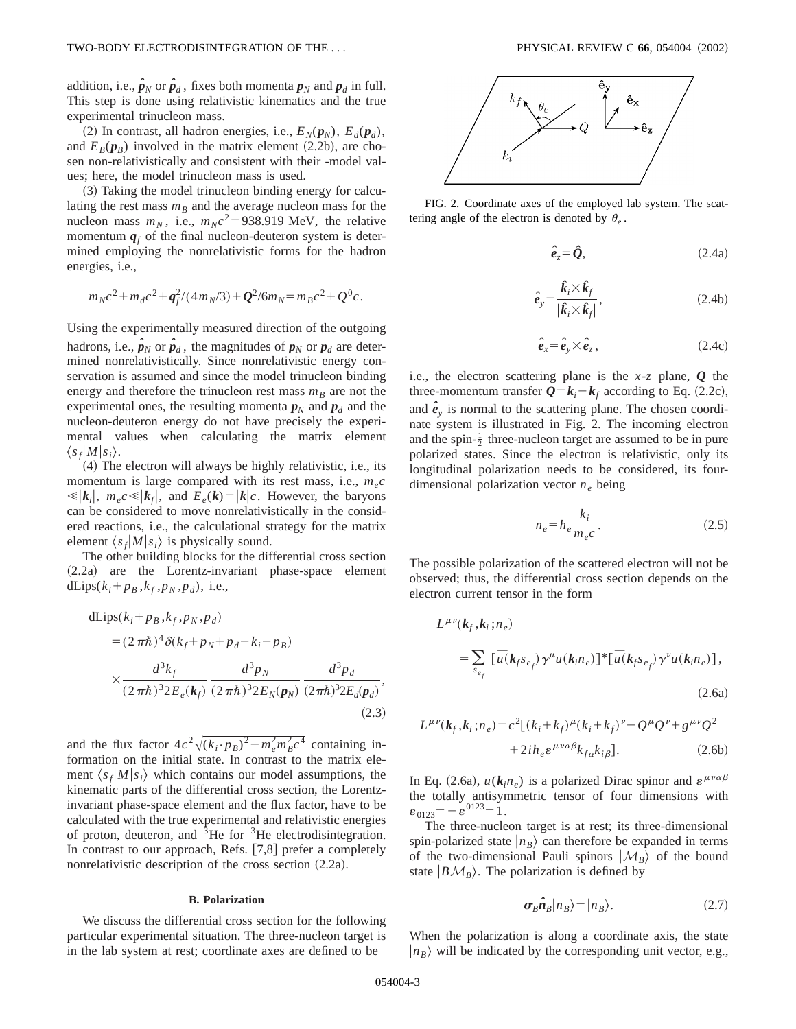addition, i.e., $\hat{\boldsymbol{p}}_N$ or $\hat{\boldsymbol{p}}_d$, fixes both momenta $\boldsymbol{p}_N$ and $\boldsymbol{p}_d$ in full. This step is done using relativistic kinematics and the true experimental trinucleon mass.

(2) In contrast, all hadron energies, i.e., $E_N(\boldsymbol{p}_N)$, $E_d(\boldsymbol{p}_d)$, and $E_B(\boldsymbol{p}_B)$ involved in the matrix element (2.2b), are chosen non-relativistically and consistent with their -model values; here, the model trinucleon mass is used.

(3) Taking the model trinucleon binding energy for calculating the rest mass $m_B$ and the average nucleon mass for the nucleon mass $m_N$, i.e., $m_N c^2 = 938.919$ MeV, the relative momentum $\boldsymbol{q}_f$ of the final nucleon-deuteron system is determined employing the nonrelativistic forms for the hadron energies, i.e.,

$$m_N c^2 + m_d c^2 + \boldsymbol{q}_f^2/(4m_N/3) + \boldsymbol{Q}^2/6m_N = m_B c^2 + Q^0 c.$$

Using the experimentally measured direction of the outgoing hadrons, i.e., $\hat{\boldsymbol{p}}_N$ or $\hat{\boldsymbol{p}}_d$, the magnitudes of $\boldsymbol{p}_N$ or $\boldsymbol{p}_d$ are determined nonrelativistically. Since nonrelativistic energy conservation is assumed and since the model trinucleon binding energy and therefore the trinucleon rest mass $m_B$ are not the experimental ones, the resulting momenta $\boldsymbol{p}_N$ and $\boldsymbol{p}_d$ and the nucleon-deuteron energy do not have precisely the experimental values when calculating the matrix element $\langle s_f | M | s_i \rangle$.

(4) The electron will always be highly relativistic, i.e., its momentum is large compared with its rest mass, i.e., $m_e c \ll |\boldsymbol{k}_i|$, $m_e c \ll |\boldsymbol{k}_f|$, and $E_e(\boldsymbol{k}) = |\boldsymbol{k}|c$. However, the baryons can be considered to move nonrelativistically in the considered reactions, i.e., the calculational strategy for the matrix element $\langle s_f | M | s_i \rangle$ is physically sound.

The other building blocks for the differential cross section (2.2a) are the Lorentz-invariant phase-space element $\mathrm{dLips}(k_i + p_B, k_f, p_N, p_d)$, i.e.,

$$\begin{aligned}
&\mathrm{dLips}(k_i + p_B, k_f, p_N, p_d) \\
&\quad = (2\pi\hbar)^4 \delta(k_f + p_N + p_d - k_i - p_B) \\
&\quad \times \frac{d^3 k_f}{(2\pi\hbar)^3 2E_e(\boldsymbol{k}_f)} \frac{d^3 p_N}{(2\pi\hbar)^3 2E_N(\boldsymbol{p}_N)} \frac{d^3 p_d}{(2\pi\hbar)^3 2E_d(\boldsymbol{p}_d)},
\end{aligned} \tag{2.3}$$

and the flux factor $4c^2\sqrt{(k_i \cdot p_B)^2 - m_e^2 m_B^2 c^4}$ containing information on the initial state. In contrast to the matrix element $\langle s_f | M | s_i \rangle$ which contains our model assumptions, the kinematic parts of the differential cross section, the Lorentz-invariant phase-space element and the flux factor, have to be calculated with the true experimental and relativistic energies of proton, deuteron, and $^3$He for $^3$He electrodisintegration. In contrast to our approach, Refs. [7,8] prefer a completely nonrelativistic description of the cross section (2.2a).

### B. Polarization

We discuss the differential cross section for the following particular experimental situation. The three-nucleon target is in the lab system at rest; coordinate axes are defined to be

FIG. 2. Coordinate axes of the employed lab system. The scattering angle of the electron is denoted by $\theta_e$.

$$\hat{\boldsymbol{e}}_z = \hat{\boldsymbol{Q}}, \tag{2.4a}$$

$$\hat{\boldsymbol{e}}_y = \frac{\hat{\boldsymbol{k}}_i \times \hat{\boldsymbol{k}}_f}{|\hat{\boldsymbol{k}}_i \times \hat{\boldsymbol{k}}_f|}, \tag{2.4b}$$

$$\hat{\boldsymbol{e}}_x = \hat{\boldsymbol{e}}_y \times \hat{\boldsymbol{e}}_z, \tag{2.4c}$$

i.e., the electron scattering plane is the $x$-$z$ plane, $\boldsymbol{Q}$ the three-momentum transfer $\boldsymbol{Q} = \boldsymbol{k}_i - \boldsymbol{k}_f$ according to Eq. (2.2c), and $\hat{\boldsymbol{e}}_y$ is normal to the scattering plane. The chosen coordinate system is illustrated in Fig. 2. The incoming electron and the spin-$\frac{1}{2}$ three-nucleon target are assumed to be in pure polarized states. Since the electron is relativistic, only its longitudinal polarization needs to be considered, its four-dimensional polarization vector $n_e$ being

$$n_e = h_e \frac{k_i}{m_e c}. \tag{2.5}$$

The possible polarization of the scattered electron will not be observed; thus, the differential cross section depends on the electron current tensor in the form

$$\begin{aligned}
&L^{\mu\nu}(\boldsymbol{k}_f, \boldsymbol{k}_i; n_e) \\
&\quad = \sum_{s_{e_f}} [\bar{u}(\boldsymbol{k}_f s_{e_f}) \gamma^\mu u(\boldsymbol{k}_i n_e)]^* [\bar{u}(\boldsymbol{k}_f s_{e_f}) \gamma^\nu u(\boldsymbol{k}_i n_e)],
\end{aligned} \tag{2.6a}$$

$$\begin{aligned}
L^{\mu\nu}(\boldsymbol{k}_f, \boldsymbol{k}_i; n_e) = c^2[&(k_i + k_f)^\mu (k_i + k_f)^\nu - Q^\mu Q^\nu + g^{\mu\nu} Q^2 \\
&+ 2ih_e \epsilon^{\mu\nu\alpha\beta} k_{f\alpha} k_{i\beta}].
\end{aligned} \tag{2.6b}$$

In Eq. (2.6a), $u(\boldsymbol{k}_i n_e)$ is a polarized Dirac spinor and $\epsilon^{\mu\nu\alpha\beta}$ the totally antisymmetric tensor of four dimensions with $\epsilon_{0123} = -\epsilon^{0123} = 1$.

The three-nucleon target is at rest; its three-dimensional spin-polarized state $|n_B\rangle$ can therefore be expanded in terms of the two-dimensional Pauli spinors $|\mathcal{M}_B\rangle$ of the bound state $|B\mathcal{M}_B\rangle$. The polarization is defined by

$$\boldsymbol{\sigma}_B \hat{\boldsymbol{n}}_B |n_B\rangle = |n_B\rangle. \tag{2.7}$$

When the polarization is along a coordinate axis, the state $|n_B\rangle$ will be indicated by the corresponding unit vector, e.g.,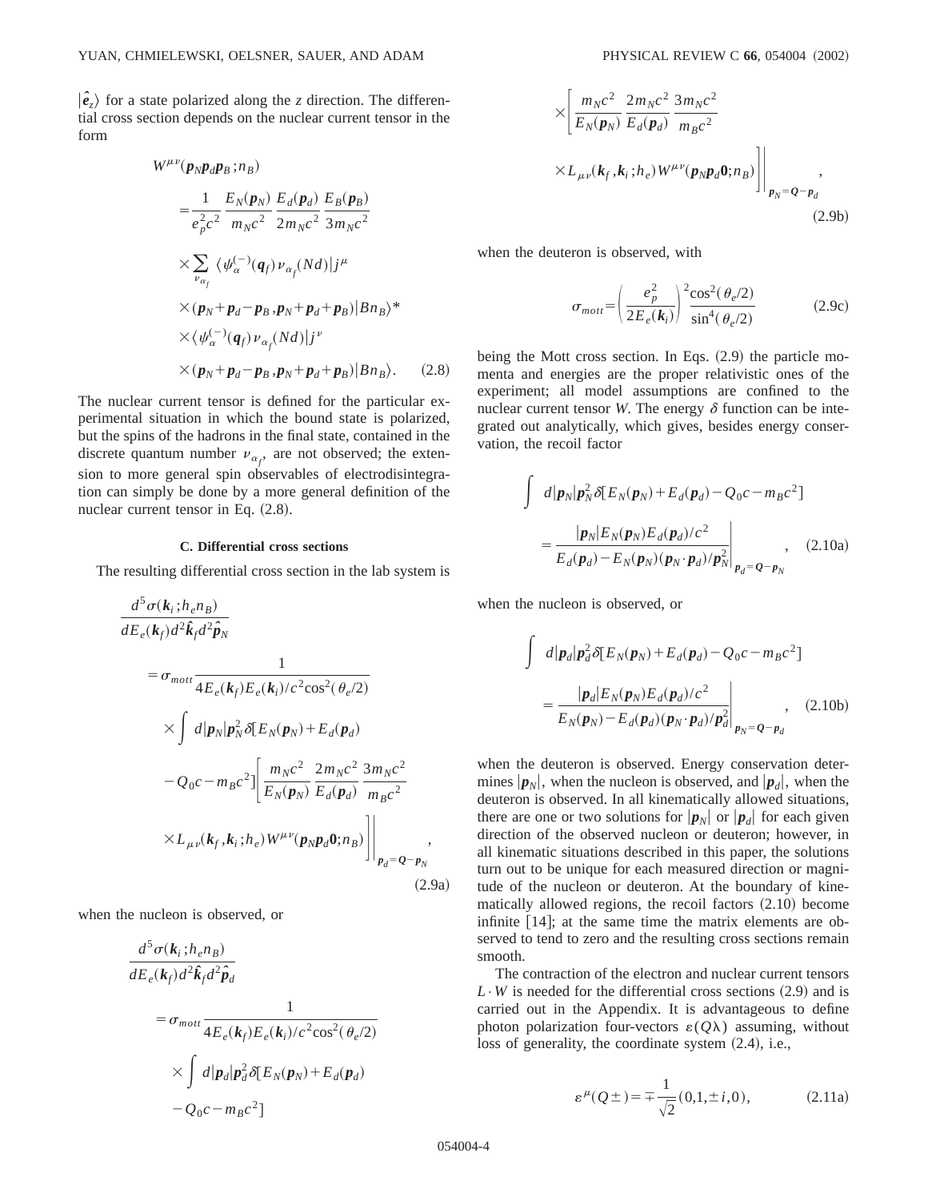$|\hat{\boldsymbol{e}}_z\rangle$ for a state polarized along the $z$ direction. The differential cross section depends on the nuclear current tensor in the form

$$
\begin{aligned}
W^{\mu\nu}(\boldsymbol{p}_N\boldsymbol{p}_d\boldsymbol{p}_B;n_B) &= \frac{1}{e_p^2c^2}\,\frac{E_N(\boldsymbol{p}_N)}{m_Nc^2}\,\frac{E_d(\boldsymbol{p}_d)}{2m_Nc^2}\,\frac{E_B(\boldsymbol{p}_B)}{3m_Nc^2} \\
&\times \sum_{\nu_{\alpha_f}} \langle \psi_\alpha^{(-)}(\boldsymbol{q}_f)\nu_{\alpha_f}(Nd)|j^\mu \\
&\times (\boldsymbol{p}_N+\boldsymbol{p}_d-\boldsymbol{p}_B,\boldsymbol{p}_N+\boldsymbol{p}_d+\boldsymbol{p}_B)|Bn_B\rangle^* \\
&\times \langle \psi_\alpha^{(-)}(\boldsymbol{q}_f)\nu_{\alpha_f}(Nd)|j^\nu \\
&\times (\boldsymbol{p}_N+\boldsymbol{p}_d-\boldsymbol{p}_B,\boldsymbol{p}_N+\boldsymbol{p}_d+\boldsymbol{p}_B)|Bn_B\rangle. \qquad (2.8)
\end{aligned}
$$

The nuclear current tensor is defined for the particular experimental situation in which the bound state is polarized, but the spins of the hadrons in the final state, contained in the discrete quantum number $\nu_{\alpha_f}$, are not observed; the extension to more general spin observables of electrodisintegration can simply be done by a more general definition of the nuclear current tensor in Eq. (2.8).

### C. Differential cross sections

The resulting differential cross section in the lab system is

$$
\begin{aligned}
\frac{d^5\sigma(\boldsymbol{k}_i;h_en_B)}{dE_e(\boldsymbol{k}_f)d^2\hat{\boldsymbol{k}}_fd^2\hat{\boldsymbol{p}}_N} &= \sigma_{mott}\frac{1}{4E_e(\boldsymbol{k}_f)E_e(\boldsymbol{k}_i)/c^2\cos^2(\theta_e/2)} \\
&\times \int d|\boldsymbol{p}_N|\boldsymbol{p}_N^2\delta[E_N(\boldsymbol{p}_N)+E_d(\boldsymbol{p}_d) \\
&-Q_0c-m_Bc^2]\Bigg[\frac{m_Nc^2}{E_N(\boldsymbol{p}_N)}\,\frac{2m_Nc^2}{E_d(\boldsymbol{p}_d)}\,\frac{3m_Nc^2}{m_Bc^2} \\
&\times L_{\mu\nu}(\boldsymbol{k}_f,\boldsymbol{k}_i;h_e)W^{\mu\nu}(\boldsymbol{p}_N\boldsymbol{p}_d\boldsymbol{0};n_B)\Bigg]\Bigg|_{\boldsymbol{p}_d=\boldsymbol{Q}-\boldsymbol{p}_N}, \qquad (2.9a)
\end{aligned}
$$

when the nucleon is observed, or

$$
\begin{aligned}
\frac{d^5\sigma(\boldsymbol{k}_i;h_en_B)}{dE_e(\boldsymbol{k}_f)d^2\hat{\boldsymbol{k}}_fd^2\hat{\boldsymbol{p}}_d} &= \sigma_{mott}\frac{1}{4E_e(\boldsymbol{k}_f)E_e(\boldsymbol{k}_i)/c^2\cos^2(\theta_e/2)} \\
&\times \int d|\boldsymbol{p}_d|\boldsymbol{p}_d^2\delta[E_N(\boldsymbol{p}_N)+E_d(\boldsymbol{p}_d) \\
&-Q_0c-m_Bc^2] \\
&\times\Bigg[\frac{m_Nc^2}{E_N(\boldsymbol{p}_N)}\,\frac{2m_Nc^2}{E_d(\boldsymbol{p}_d)}\,\frac{3m_Nc^2}{m_Bc^2} \\
&\times L_{\mu\nu}(\boldsymbol{k}_f,\boldsymbol{k}_i;h_e)W^{\mu\nu}(\boldsymbol{p}_N\boldsymbol{p}_d\boldsymbol{0};n_B)\Bigg]\Bigg|_{\boldsymbol{p}_N=\boldsymbol{Q}-\boldsymbol{p}_d}, \qquad (2.9b)
\end{aligned}
$$

when the deuteron is observed, with

$$
\sigma_{mott} = \left(\frac{e_p^2}{2E_e(\boldsymbol{k}_i)}\right)^2\frac{\cos^2(\theta_e/2)}{\sin^4(\theta_e/2)} \qquad (2.9c)
$$

being the Mott cross section. In Eqs. (2.9) the particle momenta and energies are the proper relativistic ones of the experiment; all model assumptions are confined to the nuclear current tensor $W$. The energy $\delta$ function can be integrated out analytically, which gives, besides energy conservation, the recoil factor

$$
\begin{aligned}
&\int d|\boldsymbol{p}_N|\boldsymbol{p}_N^2\delta[E_N(\boldsymbol{p}_N)+E_d(\boldsymbol{p}_d)-Q_0c-m_Bc^2] \\
&= \frac{|\boldsymbol{p}_N|E_N(\boldsymbol{p}_N)E_d(\boldsymbol{p}_d)/c^2}{E_d(\boldsymbol{p}_d)-E_N(\boldsymbol{p}_N)(\boldsymbol{p}_N\cdot\boldsymbol{p}_d)/\boldsymbol{p}_N^2}\Bigg|_{\boldsymbol{p}_d=\boldsymbol{Q}-\boldsymbol{p}_N}, \qquad (2.10a)
\end{aligned}
$$

when the nucleon is observed, or

$$
\begin{aligned}
&\int d|\boldsymbol{p}_d|\boldsymbol{p}_d^2\delta[E_N(\boldsymbol{p}_N)+E_d(\boldsymbol{p}_d)-Q_0c-m_Bc^2] \\
&= \frac{|\boldsymbol{p}_d|E_N(\boldsymbol{p}_N)E_d(\boldsymbol{p}_d)/c^2}{E_N(\boldsymbol{p}_N)-E_d(\boldsymbol{p}_d)(\boldsymbol{p}_N\cdot\boldsymbol{p}_d)/\boldsymbol{p}_d^2}\Bigg|_{\boldsymbol{p}_N=\boldsymbol{Q}-\boldsymbol{p}_d}, \qquad (2.10b)
\end{aligned}
$$

when the deuteron is observed. Energy conservation determines $|\boldsymbol{p}_N|$, when the nucleon is observed, and $|\boldsymbol{p}_d|$, when the deuteron is observed. In all kinematically allowed situations, there are one or two solutions for $|\boldsymbol{p}_N|$ or $|\boldsymbol{p}_d|$ for each given direction of the observed nucleon or deuteron; however, in all kinematic situations described in this paper, the solutions turn out to be unique for each measured direction or magnitude of the nucleon or deuteron. At the boundary of kinematically allowed regions, the recoil factors (2.10) become infinite [14]; at the same time the matrix elements are observed to tend to zero and the resulting cross sections remain smooth.

The contraction of the electron and nuclear current tensors $L\cdot W$ is needed for the differential cross sections (2.9) and is carried out in the Appendix. It is advantageous to define photon polarization four-vectors $\varepsilon(Q\lambda)$ assuming, without loss of generality, the coordinate system (2.4), i.e.,

$$
\varepsilon^\mu(Q\pm) = \mp\frac{1}{\sqrt{2}}(0,1,\pm i,0), \qquad (2.11a)
$$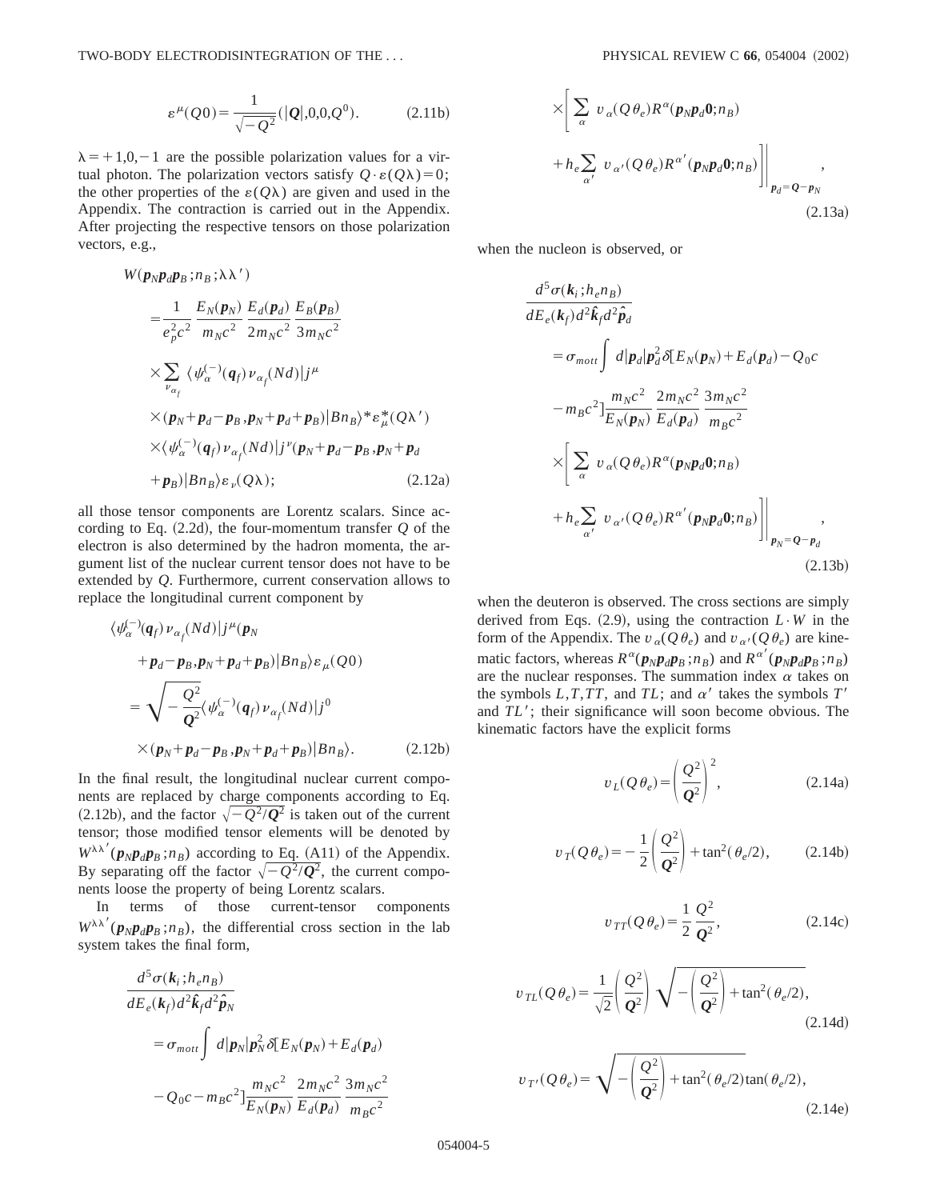$$\varepsilon^{\mu}(Q0) = \frac{1}{\sqrt{-Q^2}}(|\boldsymbol{Q}|,0,0,Q^0). \tag{2.11b}$$

$\lambda = +1,0,-1$ are the possible polarization values for a virtual photon. The polarization vectors satisfy $Q\cdot\varepsilon(Q\lambda)=0$; the other properties of the $\varepsilon(Q\lambda)$ are given and used in the Appendix. The contraction is carried out in the Appendix. After projecting the respective tensors on those polarization vectors, e.g.,

$$\begin{aligned}
W(\boldsymbol{p}_N\boldsymbol{p}_d\boldsymbol{p}_B;n_B;\lambda\lambda') &= \frac{1}{e_p^2c^2}\frac{E_N(\boldsymbol{p}_N)}{m_Nc^2}\frac{E_d(\boldsymbol{p}_d)}{2m_Nc^2}\frac{E_B(\boldsymbol{p}_B)}{3m_Nc^2} \\
&\times\sum_{\nu_{\alpha_f}}\langle\psi_\alpha^{(-)}(\boldsymbol{q}_f)\nu_{\alpha_f}(Nd)|j^\mu \\
&\times(\boldsymbol{p}_N+\boldsymbol{p}_d-\boldsymbol{p}_B,\boldsymbol{p}_N+\boldsymbol{p}_d+\boldsymbol{p}_B)|Bn_B\rangle^*\varepsilon_\mu^*(Q\lambda') \\
&\times\langle\psi_\alpha^{(-)}(\boldsymbol{q}_f)\nu_{\alpha_f}(Nd)|j^\nu(\boldsymbol{p}_N+\boldsymbol{p}_d-\boldsymbol{p}_B,\boldsymbol{p}_N+\boldsymbol{p}_d \\
&+\boldsymbol{p}_B)|Bn_B\rangle\varepsilon_\nu(Q\lambda);
\end{aligned} \tag{2.12a}$$

all those tensor components are Lorentz scalars. Since according to Eq. (2.2d), the four-momentum transfer $Q$ of the electron is also determined by the hadron momenta, the argument list of the nuclear current tensor does not have to be extended by $Q$. Furthermore, current conservation allows to replace the longitudinal current component by

$$\begin{aligned}
&\langle\psi_\alpha^{(-)}(\boldsymbol{q}_f)\nu_{\alpha_f}(Nd)|j^\mu(\boldsymbol{p}_N+\boldsymbol{p}_d-\boldsymbol{p}_B,\boldsymbol{p}_N+\boldsymbol{p}_d+\boldsymbol{p}_B)|Bn_B\rangle\varepsilon_\mu(Q0) \\
&=\sqrt{-\frac{Q^2}{\boldsymbol{Q}^2}}\langle\psi_\alpha^{(-)}(\boldsymbol{q}_f)\nu_{\alpha_f}(Nd)|j^0 \\
&\times(\boldsymbol{p}_N+\boldsymbol{p}_d-\boldsymbol{p}_B,\boldsymbol{p}_N+\boldsymbol{p}_d+\boldsymbol{p}_B)|Bn_B\rangle.
\end{aligned} \tag{2.12b}$$

In the final result, the longitudinal nuclear current components are replaced by charge components according to Eq. (2.12b), and the factor $\sqrt{-Q^2/\boldsymbol{Q}^2}$ is taken out of the current tensor; those modified tensor elements will be denoted by $W^{\lambda\lambda'}(\boldsymbol{p}_N\boldsymbol{p}_d\boldsymbol{p}_B;n_B)$ according to Eq. (A11) of the Appendix. By separating off the factor $\sqrt{-Q^2/\boldsymbol{Q}^2}$, the current components loose the property of being Lorentz scalars.

In terms of those current-tensor components $W^{\lambda\lambda'}(\boldsymbol{p}_N\boldsymbol{p}_d\boldsymbol{p}_B;n_B)$, the differential cross section in the lab system takes the final form,

$$\begin{aligned}
\frac{d^5\sigma(\boldsymbol{k}_i;h_en_B)}{dE_e(\boldsymbol{k}_f)d^2\hat{\boldsymbol{k}}_fd^2\hat{\boldsymbol{p}}_N} &= \sigma_{mott}\int d|\boldsymbol{p}_N|\boldsymbol{p}_N^2\delta[E_N(\boldsymbol{p}_N)+E_d(\boldsymbol{p}_d) \\
&-Q_0c-m_Bc^2]\frac{m_Nc^2}{E_N(\boldsymbol{p}_N)}\frac{2m_Nc^2}{E_d(\boldsymbol{p}_d)}\frac{3m_Nc^2}{m_Bc^2} \\
&\times\Bigg[\sum_\alpha v_\alpha(Q\theta_e)R^\alpha(\boldsymbol{p}_N\boldsymbol{p}_d\boldsymbol{0};n_B) \\
&+h_e\sum_{\alpha'}v_{\alpha'}(Q\theta_e)R^{\alpha'}(\boldsymbol{p}_N\boldsymbol{p}_d\boldsymbol{0};n_B)\Bigg]\Bigg|_{\boldsymbol{p}_d=\boldsymbol{Q}-\boldsymbol{p}_N},
\end{aligned} \tag{2.13a}$$

when the nucleon is observed, or

$$\begin{aligned}
\frac{d^5\sigma(\boldsymbol{k}_i;h_en_B)}{dE_e(\boldsymbol{k}_f)d^2\hat{\boldsymbol{k}}_fd^2\hat{\boldsymbol{p}}_d} &= \sigma_{mott}\int d|\boldsymbol{p}_d|\boldsymbol{p}_d^2\delta[E_N(\boldsymbol{p}_N)+E_d(\boldsymbol{p}_d)-Q_0c \\
&-m_Bc^2]\frac{m_Nc^2}{E_N(\boldsymbol{p}_N)}\frac{2m_Nc^2}{E_d(\boldsymbol{p}_d)}\frac{3m_Nc^2}{m_Bc^2} \\
&\times\Bigg[\sum_\alpha v_\alpha(Q\theta_e)R^\alpha(\boldsymbol{p}_N\boldsymbol{p}_d\boldsymbol{0};n_B) \\
&+h_e\sum_{\alpha'}v_{\alpha'}(Q\theta_e)R^{\alpha'}(\boldsymbol{p}_N\boldsymbol{p}_d\boldsymbol{0};n_B)\Bigg]\Bigg|_{\boldsymbol{p}_N=\boldsymbol{Q}-\boldsymbol{p}_d},
\end{aligned} \tag{2.13b}$$

when the deuteron is observed. The cross sections are simply derived from Eqs. (2.9), using the contraction $L\cdot W$ in the form of the Appendix. The $v_\alpha(Q\theta_e)$ and $v_{\alpha'}(Q\theta_e)$ are kinematic factors, whereas $R^\alpha(\boldsymbol{p}_N\boldsymbol{p}_d\boldsymbol{p}_B;n_B)$ and $R^{\alpha'}(\boldsymbol{p}_N\boldsymbol{p}_d\boldsymbol{p}_B;n_B)$ are the nuclear responses. The summation index $\alpha$ takes on the symbols $L,T,TT$, and $TL$; and $\alpha'$ takes the symbols $T'$ and $TL'$; their significance will soon become obvious. The kinematic factors have the explicit forms

$$v_L(Q\theta_e) = \left(\frac{Q^2}{\boldsymbol{Q}^2}\right)^2, \tag{2.14a}$$

$$v_T(Q\theta_e) = -\frac{1}{2}\left(\frac{Q^2}{\boldsymbol{Q}^2}\right)+\tan^2(\theta_e/2), \tag{2.14b}$$

$$v_{TT}(Q\theta_e) = \frac{1}{2}\frac{Q^2}{\boldsymbol{Q}^2}, \tag{2.14c}$$

$$v_{TL}(Q\theta_e) = \frac{1}{\sqrt{2}}\left(\frac{Q^2}{\boldsymbol{Q}^2}\right)\sqrt{-\left(\frac{Q^2}{\boldsymbol{Q}^2}\right)+\tan^2(\theta_e/2)}, \tag{2.14d}$$

$$v_{T'}(Q\theta_e) = \sqrt{-\left(\frac{Q^2}{\boldsymbol{Q}^2}\right)+\tan^2(\theta_e/2)}\tan(\theta_e/2), \tag{2.14e}$$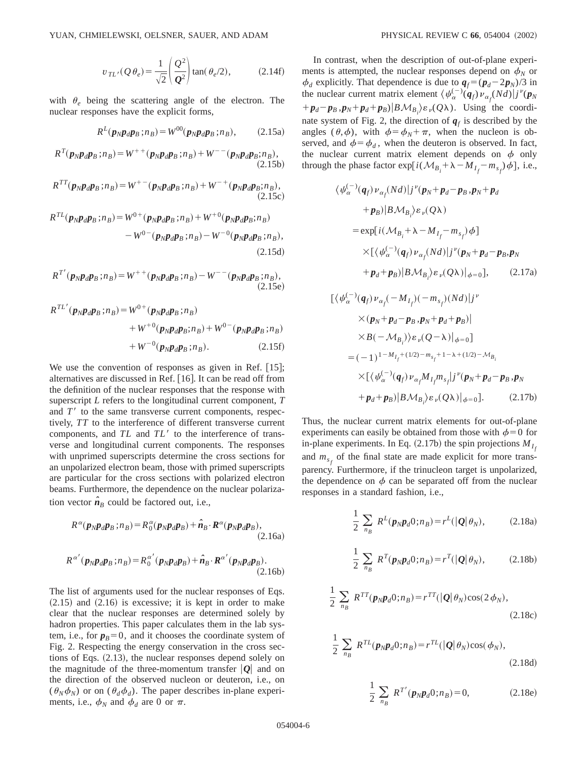$$v_{TL'}(Q\theta_e) = \frac{1}{\sqrt{2}}\left(\frac{Q^2}{\boldsymbol{Q}^2}\right)\tan(\theta_e/2), \tag{2.14f}$$

with $\theta_e$ being the scattering angle of the electron. The nuclear responses have the explicit forms,

$$R^L(\boldsymbol{p}_N\boldsymbol{p}_d\boldsymbol{p}_B;n_B) = W^{00}(\boldsymbol{p}_N\boldsymbol{p}_d\boldsymbol{p}_B;n_B), \tag{2.15a}$$

$$R^T(\boldsymbol{p}_N\boldsymbol{p}_d\boldsymbol{p}_B;n_B) = W^{++}(\boldsymbol{p}_N\boldsymbol{p}_d\boldsymbol{p}_B;n_B) + W^{--}(\boldsymbol{p}_N\boldsymbol{p}_d\boldsymbol{p}_B;n_B), \tag{2.15b}$$

$$R^{TT}(\boldsymbol{p}_N\boldsymbol{p}_d\boldsymbol{p}_B;n_B) = W^{+-}(\boldsymbol{p}_N\boldsymbol{p}_d\boldsymbol{p}_B;n_B) + W^{-+}(\boldsymbol{p}_N\boldsymbol{p}_d\boldsymbol{p}_B;n_B), \tag{2.15c}$$

$$R^{TL}(\boldsymbol{p}_N\boldsymbol{p}_d\boldsymbol{p}_B;n_B) = W^{0+}(\boldsymbol{p}_N\boldsymbol{p}_d\boldsymbol{p}_B;n_B) + W^{+0}(\boldsymbol{p}_N\boldsymbol{p}_d\boldsymbol{p}_B;n_B) - W^{0-}(\boldsymbol{p}_N\boldsymbol{p}_d\boldsymbol{p}_B;n_B) - W^{-0}(\boldsymbol{p}_N\boldsymbol{p}_d\boldsymbol{p}_B;n_B), \tag{2.15d}$$

$$R^{T'}(\boldsymbol{p}_N\boldsymbol{p}_d\boldsymbol{p}_B;n_B) = W^{++}(\boldsymbol{p}_N\boldsymbol{p}_d\boldsymbol{p}_B;n_B) - W^{--}(\boldsymbol{p}_N\boldsymbol{p}_d\boldsymbol{p}_B;n_B), \tag{2.15e}$$

$$R^{TL'}(\boldsymbol{p}_N\boldsymbol{p}_d\boldsymbol{p}_B;n_B) = W^{0+}(\boldsymbol{p}_N\boldsymbol{p}_d\boldsymbol{p}_B;n_B) + W^{+0}(\boldsymbol{p}_N\boldsymbol{p}_d\boldsymbol{p}_B;n_B) + W^{0-}(\boldsymbol{p}_N\boldsymbol{p}_d\boldsymbol{p}_B;n_B) + W^{-0}(\boldsymbol{p}_N\boldsymbol{p}_d\boldsymbol{p}_B;n_B). \tag{2.15f}$$

We use the convention of responses as given in Ref. [15]; alternatives are discussed in Ref. [16]. It can be read off from the definition of the nuclear responses that the response with superscript $L$ refers to the longitudinal current component, $T$ and $T'$ to the same transverse current components, respectively, $TT$ to the interference of different transverse current components, and $TL$ and $TL'$ to the interference of transverse and longitudinal current components. The responses with unprimed superscripts determine the cross sections for an unpolarized electron beam, those with primed superscripts are particular for the cross sections with polarized electron beams. Furthermore, the dependence on the nuclear polarization vector $\hat{\boldsymbol{n}}_B$ could be factored out, i.e.,

$$R^{\alpha}(\boldsymbol{p}_N\boldsymbol{p}_d\boldsymbol{p}_B;n_B) = R_0^{\alpha}(\boldsymbol{p}_N\boldsymbol{p}_d\boldsymbol{p}_B) + \hat{\boldsymbol{n}}_B\cdot\boldsymbol{R}^{\alpha}(\boldsymbol{p}_N\boldsymbol{p}_d\boldsymbol{p}_B), \tag{2.16a}$$

$$R^{\alpha'}(\boldsymbol{p}_N\boldsymbol{p}_d\boldsymbol{p}_B;n_B) = R_0^{\alpha'}(\boldsymbol{p}_N\boldsymbol{p}_d\boldsymbol{p}_B) + \hat{\boldsymbol{n}}_B\cdot\boldsymbol{R}^{\alpha'}(\boldsymbol{p}_N\boldsymbol{p}_d\boldsymbol{p}_B). \tag{2.16b}$$

The list of arguments used for the nuclear responses of Eqs. (2.15) and (2.16) is excessive; it is kept in order to make clear that the nuclear responses are determined solely by hadron properties. This paper calculates them in the lab system, i.e., for $\boldsymbol{p}_B=0$, and it chooses the coordinate system of Fig. 2. Respecting the energy conservation in the cross sections of Eqs. (2.13), the nuclear responses depend solely on the magnitude of the three-momentum transfer $|\boldsymbol{Q}|$ and on the direction of the observed nucleon or deuteron, i.e., on $(\theta_N\phi_N)$ or on $(\theta_d\phi_d)$. The paper describes in-plane experiments, i.e., $\phi_N$ and $\phi_d$ are 0 or $\pi$.

In contrast, when the description of out-of-plane experiments is attempted, the nuclear responses depend on $\phi_N$ or $\phi_d$ explicitly. That dependence is due to $\boldsymbol{q}_f=(\boldsymbol{p}_d-2\boldsymbol{p}_N)/3$ in the nuclear current matrix element $\langle\psi_\alpha^{(-)}(\boldsymbol{q}_f)\nu_{\alpha_f}(Nd)|j^{\nu}(\boldsymbol{p}_N+\boldsymbol{p}_d-\boldsymbol{p}_B,\boldsymbol{p}_N+\boldsymbol{p}_d+\boldsymbol{p}_B)|B\mathcal{M}_{B_i}\rangle\varepsilon_\nu(Q\lambda)$. Using the coordinate system of Fig. 2, the direction of $\boldsymbol{q}_f$ is described by the angles $(\theta,\phi)$, with $\phi=\phi_N+\pi$, when the nucleon is observed, and $\phi=\phi_d$, when the deuteron is observed. In fact, the nuclear current matrix element depends on $\phi$ only through the phase factor $\exp[i(\mathcal{M}_{B_i}+\lambda-M_{I_f}-m_{s_f})\phi]$, i.e.,

$$\begin{aligned}
&\langle\psi_\alpha^{(-)}(\boldsymbol{q}_f)\nu_{\alpha_f}(Nd)|j^{\nu}(\boldsymbol{p}_N+\boldsymbol{p}_d-\boldsymbol{p}_B,\boldsymbol{p}_N+\boldsymbol{p}_d+\boldsymbol{p}_B)|B\mathcal{M}_{B_i}\rangle\varepsilon_\nu(Q\lambda)\\
&\quad=\exp[i(\mathcal{M}_{B_i}+\lambda-M_{I_f}-m_{s_f})\phi]\\
&\qquad\times[\langle\psi_\alpha^{(-)}(\boldsymbol{q}_f)\nu_{\alpha_f}(Nd)|j^{\nu}(\boldsymbol{p}_N+\boldsymbol{p}_d-\boldsymbol{p}_B,\boldsymbol{p}_N+\boldsymbol{p}_d+\boldsymbol{p}_B)|B\mathcal{M}_{B_i}\rangle\varepsilon_\nu(Q\lambda)|_{\phi=0}],
\end{aligned} \tag{2.17a}$$

$$\begin{aligned}
&[\langle\psi_\alpha^{(-)}(\boldsymbol{q}_f)\nu_{\alpha_f}(-M_{I_f})(-m_{s_f})(Nd)|j^{\nu}(\boldsymbol{p}_N+\boldsymbol{p}_d-\boldsymbol{p}_B,\boldsymbol{p}_N+\boldsymbol{p}_d+\boldsymbol{p}_B)|B(-\mathcal{M}_{B_i})\rangle\varepsilon_\nu(Q-\lambda)|_{\phi=0}]\\
&\quad=(-1)^{1-M_{I_f}+(1/2)-m_{s_f}+1-\lambda+(1/2)-\mathcal{M}_{B_i}}\\
&\qquad\times[\langle\psi_\alpha^{(-)}(\boldsymbol{q}_f)\nu_{\alpha_f}M_{I_f}m_{s_f}|j^{\nu}(\boldsymbol{p}_N+\boldsymbol{p}_d-\boldsymbol{p}_B,\boldsymbol{p}_N+\boldsymbol{p}_d+\boldsymbol{p}_B)|B\mathcal{M}_{B_i}\rangle\varepsilon_\nu(Q\lambda)|_{\phi=0}].
\end{aligned} \tag{2.17b}$$

Thus, the nuclear current matrix elements for out-of-plane experiments can easily be obtained from those with $\phi=0$ for in-plane experiments. In Eq. (2.17b) the spin projections $M_{I_f}$ and $m_{s_f}$ of the final state are made explicit for more transparency. Furthermore, if the trinucleon target is unpolarized, the dependence on $\phi$ can be separated off from the nuclear responses in a standard fashion, i.e.,

$$\frac{1}{2}\sum_{n_B}R^L(\boldsymbol{p}_N\boldsymbol{p}_d0;n_B) = r^L(|\boldsymbol{Q}|\theta_N), \tag{2.18a}$$

$$\frac{1}{2}\sum_{n_B}R^T(\boldsymbol{p}_N\boldsymbol{p}_d0;n_B) = r^T(|\boldsymbol{Q}|\theta_N), \tag{2.18b}$$

$$\frac{1}{2}\sum_{n_B}R^{TT}(\boldsymbol{p}_N\boldsymbol{p}_d0;n_B) = r^{TT}(|\boldsymbol{Q}|\theta_N)\cos(2\phi_N), \tag{2.18c}$$

$$\frac{1}{2}\sum_{n_B}R^{TL}(\boldsymbol{p}_N\boldsymbol{p}_d0;n_B) = r^{TL}(|\boldsymbol{Q}|\theta_N)\cos(\phi_N), \tag{2.18d}$$

$$\frac{1}{2}\sum_{n_B}R^{T'}(\boldsymbol{p}_N\boldsymbol{p}_d0;n_B) = 0, \tag{2.18e}$$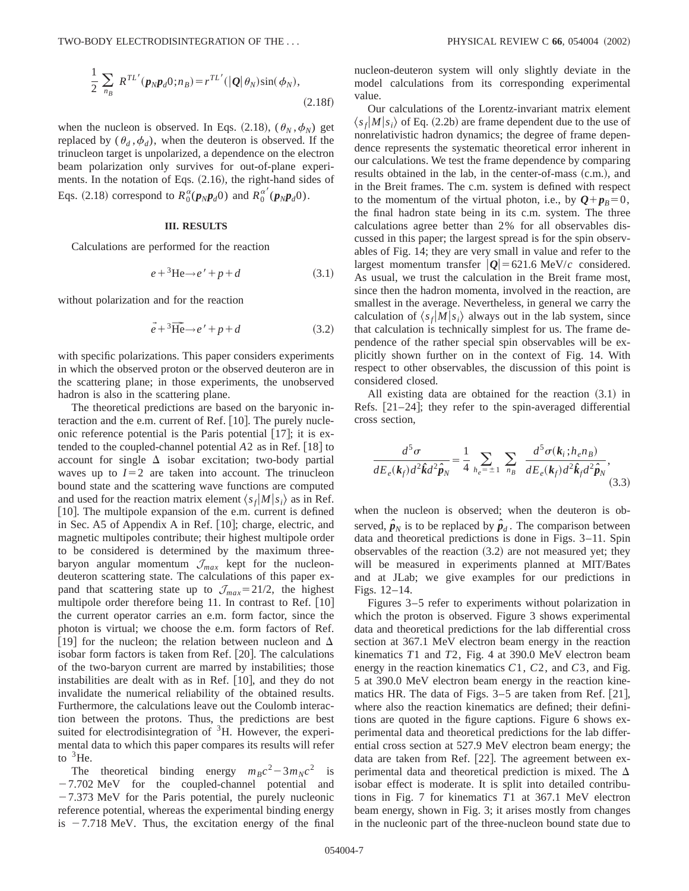$$\frac{1}{2}\sum_{n_B} R^{TL'}(\boldsymbol{p}_N\boldsymbol{p}_d 0;n_B) = r^{TL'}(|\boldsymbol{Q}|\theta_N)\sin(\phi_N), \tag{2.18f}$$

when the nucleon is observed. In Eqs. (2.18), $(\theta_N, \phi_N)$ get replaced by $(\theta_d, \phi_d)$, when the deuteron is observed. If the trinucleon target is unpolarized, a dependence on the electron beam polarization only survives for out-of-plane experiments. In the notation of Eqs. (2.16), the right-hand sides of Eqs. (2.18) correspond to $R_0^{\alpha}(\boldsymbol{p}_N\boldsymbol{p}_d 0)$ and $R_0^{\alpha'}(\boldsymbol{p}_N\boldsymbol{p}_d 0)$.

## III. RESULTS

Calculations are performed for the reaction

$$e + {}^3\text{He} \rightarrow e' + p + d \tag{3.1}$$

without polarization and for the reaction

$$\vec{e} + {}^3\overrightarrow{\text{He}} \rightarrow e' + p + d \tag{3.2}$$

with specific polarizations. This paper considers experiments in which the observed proton or the observed deuteron are in the scattering plane; in those experiments, the unobserved hadron is also in the scattering plane.

The theoretical predictions are based on the baryonic interaction and the e.m. current of Ref. [10]. The purely nucleonic reference potential is the Paris potential [17]; it is extended to the coupled-channel potential $A2$ as in Ref. [18] to account for single $\Delta$ isobar excitation; two-body partial waves up to $I=2$ are taken into account. The trinucleon bound state and the scattering wave functions are computed and used for the reaction matrix element $\langle s_f|M|s_i\rangle$ as in Ref. [10]. The multipole expansion of the e.m. current is defined in Sec. A5 of Appendix A in Ref. [10]; charge, electric, and magnetic multipoles contribute; their highest multipole order to be considered is determined by the maximum three-baryon angular momentum $\mathcal{J}_{max}$ kept for the nucleon-deuteron scattering state. The calculations of this paper expand that scattering state up to $\mathcal{J}_{max}=21/2$, the highest multipole order therefore being 11. In contrast to Ref. [10] the current operator carries an e.m. form factor, since the photon is virtual; we choose the e.m. form factors of Ref. [19] for the nucleon; the relation between nucleon and $\Delta$ isobar form factors is taken from Ref. [20]. The calculations of the two-baryon current are marred by instabilities; those instabilities are dealt with as in Ref. [10], and they do not invalidate the numerical reliability of the obtained results. Furthermore, the calculations leave out the Coulomb interaction between the protons. Thus, the predictions are best suited for electrodisintegration of ${}^3$H. However, the experimental data to which this paper compares its results will refer to ${}^3$He.

The theoretical binding energy $m_B c^2 - 3m_N c^2$ is $-7.702$ MeV for the coupled-channel potential and $-7.373$ MeV for the Paris potential, the purely nucleonic reference potential, whereas the experimental binding energy is $-7.718$ MeV. Thus, the excitation energy of the final nucleon-deuteron system will only slightly deviate in the model calculations from its corresponding experimental value.

Our calculations of the Lorentz-invariant matrix element $\langle s_f|M|s_i\rangle$ of Eq. (2.2b) are frame dependent due to the use of nonrelativistic hadron dynamics; the degree of frame dependence represents the systematic theoretical error inherent in our calculations. We test the frame dependence by comparing results obtained in the lab, in the center-of-mass (c.m.), and in the Breit frames. The c.m. system is defined with respect to the momentum of the virtual photon, i.e., by $\boldsymbol{Q}+\boldsymbol{p}_B=0$, the final hadron state being in its c.m. system. The three calculations agree better than 2% for all observables discussed in this paper; the largest spread is for the spin observables of Fig. 14; they are very small in value and refer to the largest momentum transfer $|\boldsymbol{Q}|=621.6$ MeV/$c$ considered. As usual, we trust the calculation in the Breit frame most, since then the hadron momenta, involved in the reaction, are smallest in the average. Nevertheless, in general we carry the calculation of $\langle s_f|M|s_i\rangle$ always out in the lab system, since that calculation is technically simplest for us. The frame dependence of the rather special spin observables will be explicitly shown further on in the context of Fig. 14. With respect to other observables, the discussion of this point is considered closed.

All existing data are obtained for the reaction (3.1) in Refs. [21–24]; they refer to the spin-averaged differential cross section,

$$\frac{d^5\sigma}{dE_e(\boldsymbol{k}_f)d^2\hat{\boldsymbol{k}}d^2\hat{\boldsymbol{p}}_N} = \frac{1}{4}\sum_{h_e=\pm 1}\sum_{n_B}\frac{d^5\sigma(\boldsymbol{k}_i;h_e n_B)}{dE_e(\boldsymbol{k}_f)d^2\hat{\boldsymbol{k}}_f d^2\hat{\boldsymbol{p}}_N}, \tag{3.3}$$

when the nucleon is observed; when the deuteron is observed, $\hat{\boldsymbol{p}}_N$ is to be replaced by $\hat{\boldsymbol{p}}_d$. The comparison between data and theoretical predictions is done in Figs. 3–11. Spin observables of the reaction (3.2) are not measured yet; they will be measured in experiments planned at MIT/Bates and at JLab; we give examples for our predictions in Figs. 12–14.

Figures 3–5 refer to experiments without polarization in which the proton is observed. Figure 3 shows experimental data and theoretical predictions for the lab differential cross section at 367.1 MeV electron beam energy in the reaction kinematics $T1$ and $T2$, Fig. 4 at 390.0 MeV electron beam energy in the reaction kinematics $C1$, $C2$, and $C3$, and Fig. 5 at 390.0 MeV electron beam energy in the reaction kinematics HR. The data of Figs. 3–5 are taken from Ref. [21], where also the reaction kinematics are defined; their definitions are quoted in the figure captions. Figure 6 shows experimental data and theoretical predictions for the lab differential cross section at 527.9 MeV electron beam energy; the data are taken from Ref. [22]. The agreement between experimental data and theoretical prediction is mixed. The $\Delta$ isobar effect is moderate. It is split into detailed contributions in Fig. 7 for kinematics $T1$ at 367.1 MeV electron beam energy, shown in Fig. 3; it arises mostly from changes in the nucleonic part of the three-nucleon bound state due to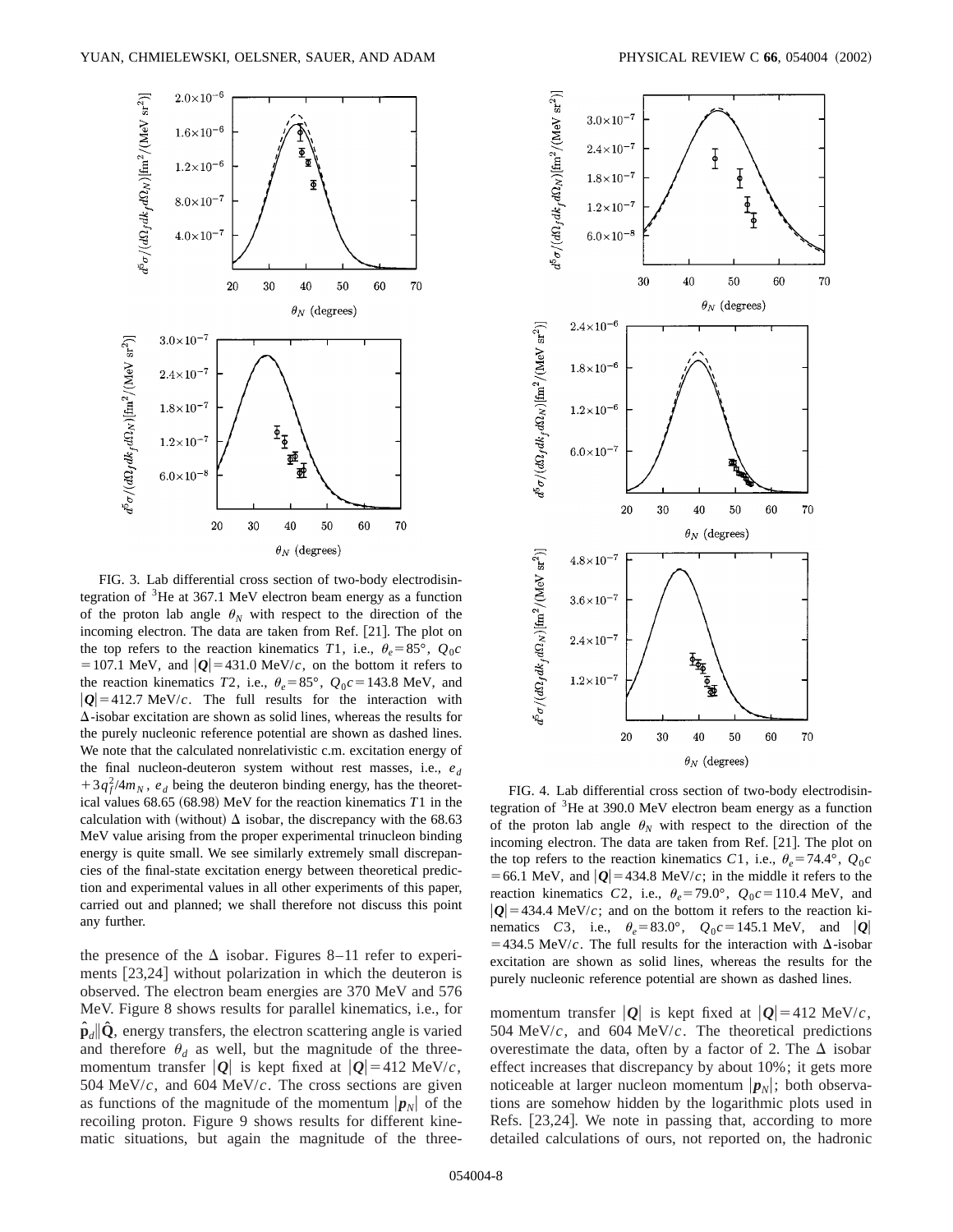FIG. 3. Lab differential cross section of two-body electrodisintegration of $^3$He at 367.1 MeV electron beam energy as a function of the proton lab angle $\theta_N$ with respect to the direction of the incoming electron. The data are taken from Ref. [21]. The plot on the top refers to the reaction kinematics $T1$, i.e., $\theta_e = 85°$, $Q_0 c = 107.1$ MeV, and $|\boldsymbol{Q}| = 431.0$ MeV/$c$, on the bottom it refers to the reaction kinematics $T2$, i.e., $\theta_e = 85°$, $Q_0 c = 143.8$ MeV, and $|\boldsymbol{Q}| = 412.7$ MeV/$c$. The full results for the interaction with $\Delta$-isobar excitation are shown as solid lines, whereas the results for the purely nucleonic reference potential are shown as dashed lines. We note that the calculated nonrelativistic c.m. excitation energy of the final nucleon-deuteron system without rest masses, i.e., $e_d + 3q_f^2/4m_N$, $e_d$ being the deuteron binding energy, has the theoretical values 68.65 (68.98) MeV for the reaction kinematics $T1$ in the calculation with (without) $\Delta$ isobar, the discrepancy with the 68.63 MeV value arising from the proper experimental trinucleon binding energy is quite small. We see similarly extremely small discrepancies of the final-state excitation energy between theoretical prediction and experimental values in all other experiments of this paper, carried out and planned; we shall therefore not discuss this point any further.

FIG. 4. Lab differential cross section of two-body electrodisintegration of $^3$He at 390.0 MeV electron beam energy as a function of the proton lab angle $\theta_N$ with respect to the direction of the incoming electron. The data are taken from Ref. [21]. The plot on the top refers to the reaction kinematics $C1$, i.e., $\theta_e = 74.4°$, $Q_0 c = 66.1$ MeV, and $|\boldsymbol{Q}| = 434.8$ MeV/$c$; in the middle it refers to the reaction kinematics $C2$, i.e., $\theta_e = 79.0°$, $Q_0 c = 110.4$ MeV, and $|\boldsymbol{Q}| = 434.4$ MeV/$c$; and on the bottom it refers to the reaction kinematics $C3$, i.e., $\theta_e = 83.0°$, $Q_0 c = 145.1$ MeV, and $|\boldsymbol{Q}| = 434.5$ MeV/$c$. The full results for the interaction with $\Delta$-isobar excitation are shown as solid lines, whereas the results for the purely nucleonic reference potential are shown as dashed lines.

the presence of the $\Delta$ isobar. Figures 8–11 refer to experiments [23,24] without polarization in which the deuteron is observed. The electron beam energies are 370 MeV and 576 MeV. Figure 8 shows results for parallel kinematics, i.e., for $\hat{\mathbf{p}}_d \| \hat{\mathbf{Q}}$, energy transfers, the electron scattering angle is varied and therefore $\theta_d$ as well, but the magnitude of the three-momentum transfer $|\boldsymbol{Q}|$ is kept fixed at $|\boldsymbol{Q}| = 412$ MeV/$c$, 504 MeV/$c$, and 604 MeV/$c$. The cross sections are given as functions of the magnitude of the momentum $|\boldsymbol{p}_N|$ of the recoiling proton. Figure 9 shows results for different kinematic situations, but again the magnitude of the three-momentum transfer $|\boldsymbol{Q}|$ is kept fixed at $|\boldsymbol{Q}| = 412$ MeV/$c$, 504 MeV/$c$, and 604 MeV/$c$. The theoretical predictions overestimate the data, often by a factor of 2. The $\Delta$ isobar effect increases that discrepancy by about 10%; it gets more noticeable at larger nucleon momentum $|\boldsymbol{p}_N|$; both observations are somehow hidden by the logarithmic plots used in Refs. [23,24]. We note in passing that, according to more detailed calculations of ours, not reported on, the hadronic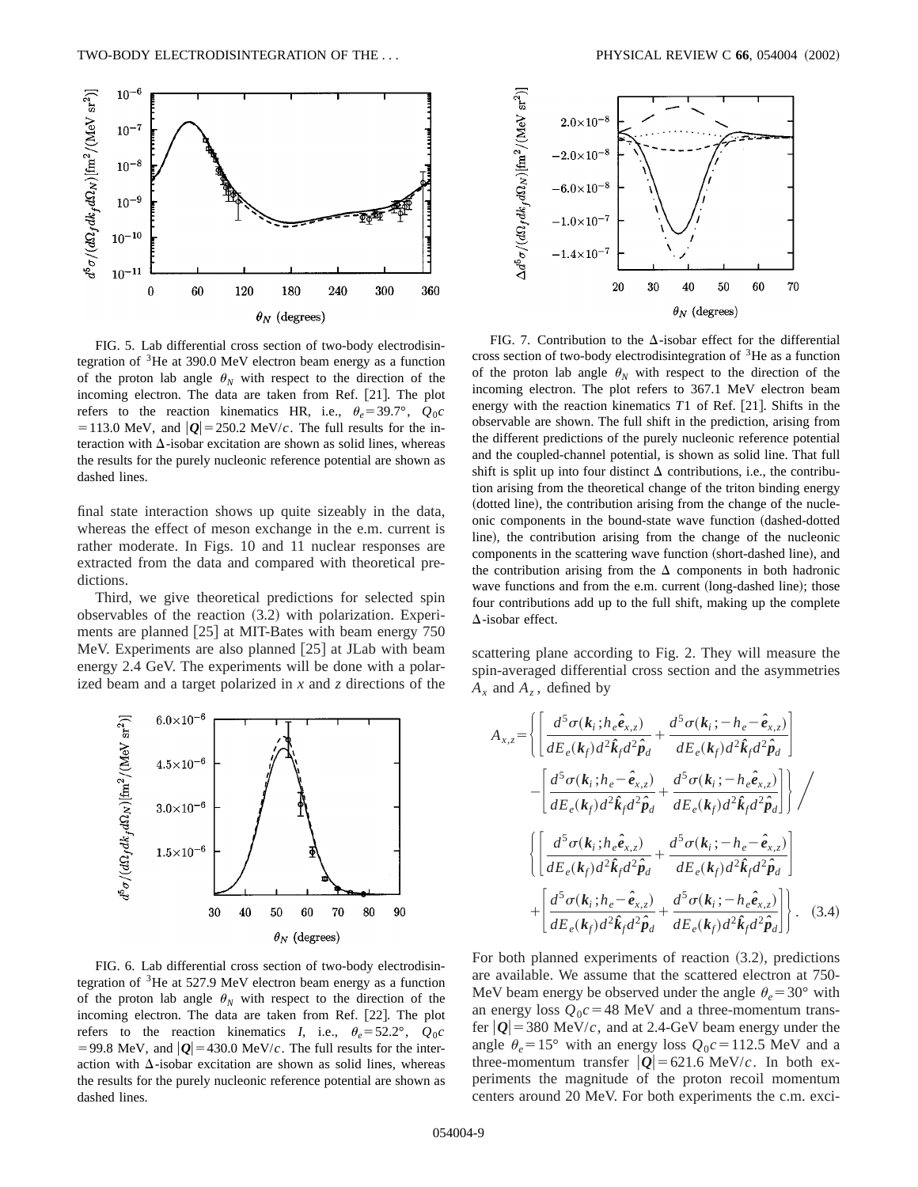FIG. 5. Lab differential cross section of two-body electrodisintegration of $^3$He at 390.0 MeV electron beam energy as a function of the proton lab angle $\theta_N$ with respect to the direction of the incoming electron. The data are taken from Ref. [21]. The plot refers to the reaction kinematics HR, i.e., $\theta_e = 39.7°$, $Q_0 c = 113.0$ MeV, and $|\boldsymbol{Q}| = 250.2$ MeV/$c$. The full results for the interaction with $\Delta$-isobar excitation are shown as solid lines, whereas the results for the purely nucleonic reference potential are shown as dashed lines.

final state interaction shows up quite sizeably in the data, whereas the effect of meson exchange in the e.m. current is rather moderate. In Figs. 10 and 11 nuclear responses are extracted from the data and compared with theoretical predictions.

Third, we give theoretical predictions for selected spin observables of the reaction (3.2) with polarization. Experiments are planned [25] at MIT-Bates with beam energy 750 MeV. Experiments are also planned [25] at JLab with beam energy 2.4 GeV. The experiments will be done with a polarized beam and a target polarized in $x$ and $z$ directions of the scattering plane according to Fig. 2. They will measure the spin-averaged differential cross section and the asymmetries $A_x$ and $A_z$, defined by

FIG. 6. Lab differential cross section of two-body electrodisintegration of $^3$He at 527.9 MeV electron beam energy as a function of the proton lab angle $\theta_N$ with respect to the direction of the incoming electron. The data are taken from Ref. [22]. The plot refers to the reaction kinematics $I$, i.e., $\theta_e = 52.2°$, $Q_0 c = 99.8$ MeV, and $|\boldsymbol{Q}| = 430.0$ MeV/$c$. The full results for the interaction with $\Delta$-isobar excitation are shown as solid lines, whereas the results for the purely nucleonic reference potential are shown as dashed lines.

FIG. 7. Contribution to the $\Delta$-isobar effect for the differential cross section of two-body electrodisintegration of $^3$He as a function of the proton lab angle $\theta_N$ with respect to the direction of the incoming electron. The plot refers to 367.1 MeV electron beam energy with the reaction kinematics $T1$ of Ref. [21]. Shifts in the observable are shown. The full shift in the prediction, arising from the different predictions of the purely nucleonic reference potential and the coupled-channel potential, is shown as solid line. That full shift is split up into four distinct $\Delta$ contributions, i.e., the contribution arising from the theoretical change of the triton binding energy (dotted line), the contribution arising from the change of the nucleonic components in the bound-state wave function (dashed-dotted line), the contribution arising from the change of the nucleonic components in the scattering wave function (short-dashed line), and the contribution arising from the $\Delta$ components in both hadronic wave functions and from the e.m. current (long-dashed line); those four contributions add up to the full shift, making up the complete $\Delta$-isobar effect.

$$
\begin{aligned}
A_{x,z} = & \left\{ \left[ \frac{d^5\sigma(\boldsymbol{k}_i; h_e \hat{\boldsymbol{e}}_{x,z})}{dE_e(\boldsymbol{k}_f) d^2\hat{\boldsymbol{k}}_f d^2\hat{\boldsymbol{p}}_d} + \frac{d^5\sigma(\boldsymbol{k}_i; -h_e - \hat{\boldsymbol{e}}_{x,z})}{dE_e(\boldsymbol{k}_f) d^2\hat{\boldsymbol{k}}_f d^2\hat{\boldsymbol{p}}_d} \right] \right. \\
& \left. - \left[ \frac{d^5\sigma(\boldsymbol{k}_i; h_e - \hat{\boldsymbol{e}}_{x,z})}{dE_e(\boldsymbol{k}_f) d^2\hat{\boldsymbol{k}}_f d^2\hat{\boldsymbol{p}}_d} + \frac{d^5\sigma(\boldsymbol{k}_i; -h_e \hat{\boldsymbol{e}}_{x,z})}{dE_e(\boldsymbol{k}_f) d^2\hat{\boldsymbol{k}}_f d^2\hat{\boldsymbol{p}}_d} \right] \right\} \Bigg/ \\
& \left\{ \left[ \frac{d^5\sigma(\boldsymbol{k}_i; h_e \hat{\boldsymbol{e}}_{x,z})}{dE_e(\boldsymbol{k}_f) d^2\hat{\boldsymbol{k}}_f d^2\hat{\boldsymbol{p}}_d} + \frac{d^5\sigma(\boldsymbol{k}_i; -h_e - \hat{\boldsymbol{e}}_{x,z})}{dE_e(\boldsymbol{k}_f) d^2\hat{\boldsymbol{k}}_f d^2\hat{\boldsymbol{p}}_d} \right] \right. \\
& \left. + \left[ \frac{d^5\sigma(\boldsymbol{k}_i; h_e - \hat{\boldsymbol{e}}_{x,z})}{dE_e(\boldsymbol{k}_f) d^2\hat{\boldsymbol{k}}_f d^2\hat{\boldsymbol{p}}_d} + \frac{d^5\sigma(\boldsymbol{k}_i; -h_e \hat{\boldsymbol{e}}_{x,z})}{dE_e(\boldsymbol{k}_f) d^2\hat{\boldsymbol{k}}_f d^2\hat{\boldsymbol{p}}_d} \right] \right\}. \quad (3.4)
\end{aligned}
$$

For both planned experiments of reaction (3.2), predictions are available. We assume that the scattered electron at 750-MeV beam energy be observed under the angle $\theta_e = 30°$ with an energy loss $Q_0 c = 48$ MeV and a three-momentum transfer $|\boldsymbol{Q}| = 380$ MeV/$c$, and at 2.4-GeV beam energy under the angle $\theta_e = 15°$ with an energy loss $Q_0 c = 112.5$ MeV and a three-momentum transfer $|\boldsymbol{Q}| = 621.6$ MeV/$c$. In both experiments the magnitude of the proton recoil momentum centers around 20 MeV. For both experiments the c.m. exci-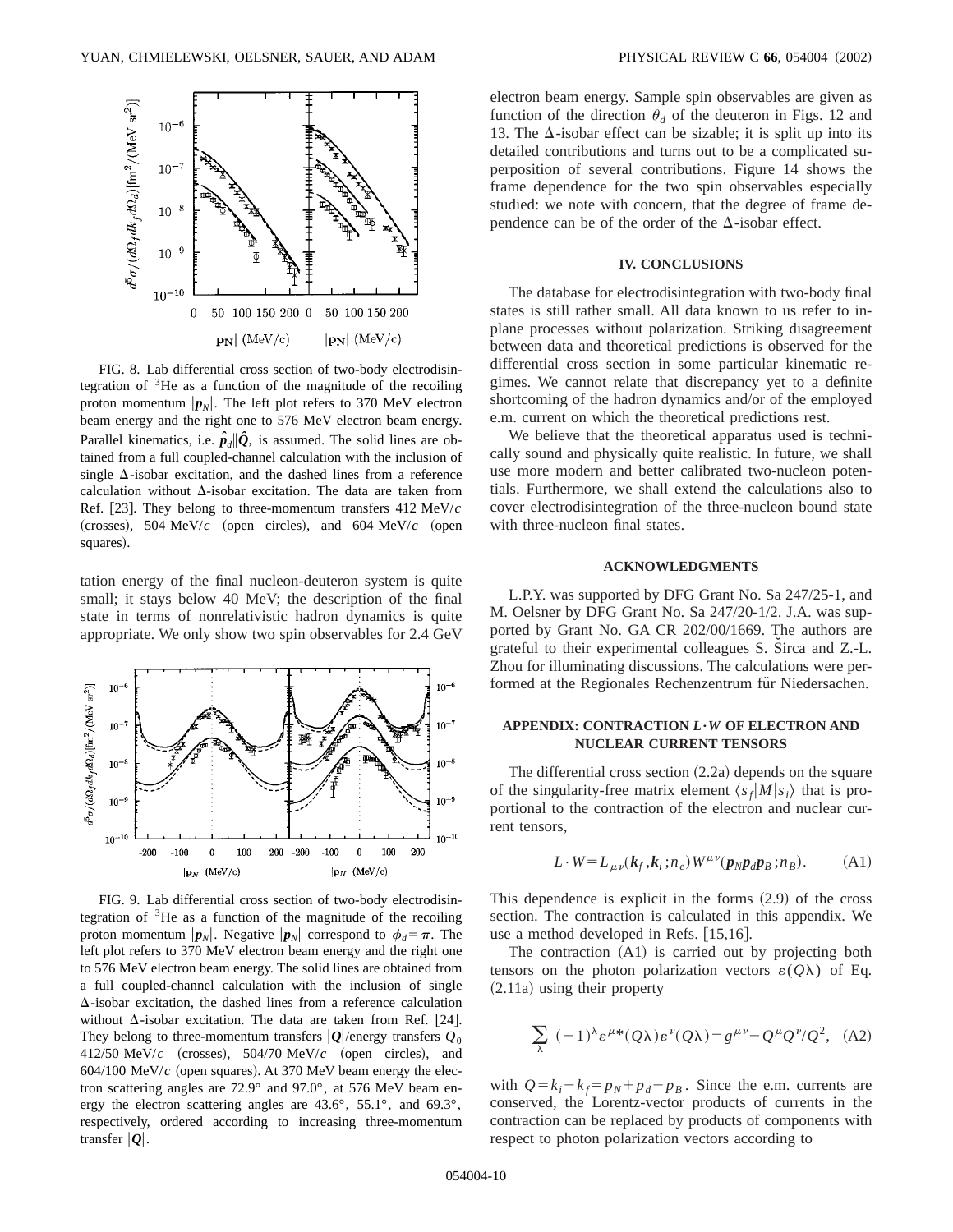FIG. 8. Lab differential cross section of two-body electrodisintegration of $^3$He as a function of the magnitude of the recoiling proton momentum $|\boldsymbol{p}_N|$. The left plot refers to 370 MeV electron beam energy and the right one to 576 MeV electron beam energy. Parallel kinematics, i.e. $\hat{\boldsymbol{p}}_d \| \hat{\boldsymbol{Q}}$, is assumed. The solid lines are obtained from a full coupled-channel calculation with the inclusion of single $\Delta$-isobar excitation, and the dashed lines from a reference calculation without $\Delta$-isobar excitation. The data are taken from Ref. [23]. They belong to three-momentum transfers 412 MeV/$c$ (crosses), 504 MeV/$c$ (open circles), and 604 MeV/$c$ (open squares).

tation energy of the final nucleon-deuteron system is quite small; it stays below 40 MeV; the description of the final state in terms of nonrelativistic hadron dynamics is quite appropriate. We only show two spin observables for 2.4 GeV

FIG. 9. Lab differential cross section of two-body electrodisintegration of $^3$He as a function of the magnitude of the recoiling proton momentum $|\boldsymbol{p}_N|$. Negative $|\boldsymbol{p}_N|$ correspond to $\phi_d = \pi$. The left plot refers to 370 MeV electron beam energy and the right one to 576 MeV electron beam energy. The solid lines are obtained from a full coupled-channel calculation with the inclusion of single $\Delta$-isobar excitation, the dashed lines from a reference calculation without $\Delta$-isobar excitation. The data are taken from Ref. [24]. They belong to three-momentum transfers $|\boldsymbol{Q}|$/energy transfers $Q_0$ 412/50 MeV/$c$ (crosses), 504/70 MeV/$c$ (open circles), and 604/100 MeV/$c$ (open squares). At 370 MeV beam energy the electron scattering angles are 72.9° and 97.0°, at 576 MeV beam energy the electron scattering angles are 43.6°, 55.1°, and 69.3°, respectively, ordered according to increasing three-momentum transfer $|\boldsymbol{Q}|$.

electron beam energy. Sample spin observables are given as function of the direction $\theta_d$ of the deuteron in Figs. 12 and 13. The $\Delta$-isobar effect can be sizable; it is split up into its detailed contributions and turns out to be a complicated superposition of several contributions. Figure 14 shows the frame dependence for the two spin observables especially studied: we note with concern, that the degree of frame dependence can be of the order of the $\Delta$-isobar effect.

## IV. CONCLUSIONS

The database for electrodisintegration with two-body final states is still rather small. All data known to us refer to in-plane processes without polarization. Striking disagreement between data and theoretical predictions is observed for the differential cross section in some particular kinematic regimes. We cannot relate that discrepancy yet to a definite shortcoming of the hadron dynamics and/or of the employed e.m. current on which the theoretical predictions rest.

We believe that the theoretical apparatus used is technically sound and physically quite realistic. In future, we shall use more modern and better calibrated two-nucleon potentials. Furthermore, we shall extend the calculations also to cover electrodisintegration of the three-nucleon bound state with three-nucleon final states.

## ACKNOWLEDGMENTS

L.P.Y. was supported by DFG Grant No. Sa 247/25-1, and M. Oelsner by DFG Grant No. Sa 247/20-1/2. J.A. was supported by Grant No. GA CR 202/00/1669. The authors are grateful to their experimental colleagues S. Širca and Z.-L. Zhou for illuminating discussions. The calculations were performed at the Regionales Rechenzentrum für Niedersachen.

## APPENDIX: CONTRACTION $L \cdot W$ OF ELECTRON AND NUCLEAR CURRENT TENSORS

The differential cross section (2.2a) depends on the square of the singularity-free matrix element $\langle s_f | M | s_i \rangle$ that is proportional to the contraction of the electron and nuclear current tensors,

$$L \cdot W = L_{\mu\nu}(\boldsymbol{k}_f, \boldsymbol{k}_i; n_e) W^{\mu\nu}(\boldsymbol{p}_N \boldsymbol{p}_d \boldsymbol{p}_B; n_B). \qquad \text{(A1)}$$

This dependence is explicit in the forms (2.9) of the cross section. The contraction is calculated in this appendix. We use a method developed in Refs. [15,16].

The contraction (A1) is carried out by projecting both tensors on the photon polarization vectors $\varepsilon(Q\lambda)$ of Eq. (2.11a) using their property

$$\sum_{\lambda} (-1)^{\lambda} \varepsilon^{\mu *}(Q\lambda) \varepsilon^{\nu}(Q\lambda) = g^{\mu\nu} - Q^{\mu} Q^{\nu}/Q^2, \quad \text{(A2)}$$

with $Q = k_i - k_f = p_N + p_d - p_B$. Since the e.m. currents are conserved, the Lorentz-vector products of currents in the contraction can be replaced by products of components with respect to photon polarization vectors according to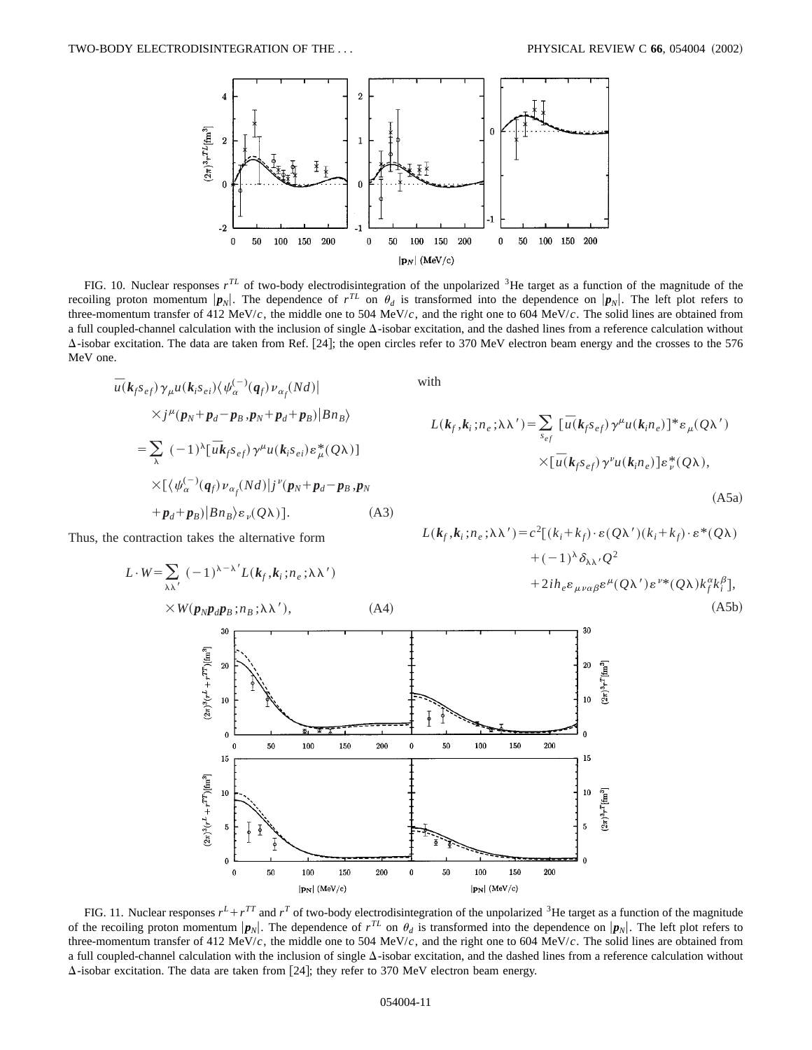FIG. 10. Nuclear responses $r^{TL}$ of two-body electrodisintegration of the unpolarized $^3$He target as a function of the magnitude of the recoiling proton momentum $|\boldsymbol{p}_N|$. The dependence of $r^{TL}$ on $\theta_d$ is transformed into the dependence on $|\boldsymbol{p}_N|$. The left plot refers to three-momentum transfer of 412 MeV/$c$, the middle one to 504 MeV/$c$, and the right one to 604 MeV/$c$. The solid lines are obtained from a full coupled-channel calculation with the inclusion of single $\Delta$-isobar excitation, and the dashed lines from a reference calculation without $\Delta$-isobar excitation. The data are taken from Ref. [24]; the open circles refer to 370 MeV electron beam energy and the crosses to the 576 MeV one.

$$
\begin{aligned}
&\overline{u}(\boldsymbol{k}_f s_{ef})\gamma_\mu u(\boldsymbol{k}_i s_{ei})\langle\psi_\alpha^{(-)}(\boldsymbol{q}_f)\nu_{\alpha_f}(Nd)| \\
&\quad\times j^\mu(\boldsymbol{p}_N+\boldsymbol{p}_d-\boldsymbol{p}_B,\boldsymbol{p}_N+\boldsymbol{p}_d+\boldsymbol{p}_B)|Bn_B\rangle \\
&=\sum_\lambda(-1)^\lambda[\overline{u}\boldsymbol{k}_f s_{ef})\gamma^\mu u(\boldsymbol{k}_i s_{ei})\varepsilon_\mu^*(Q\lambda)] \\
&\quad\times[\langle\psi_\alpha^{(-)}(\boldsymbol{q}_f)\nu_{\alpha_f}(Nd)|j^\nu(\boldsymbol{p}_N+\boldsymbol{p}_d-\boldsymbol{p}_B,\boldsymbol{p}_N \\
&\quad+\boldsymbol{p}_d+\boldsymbol{p}_B)|Bn_B\rangle\varepsilon_\nu(Q\lambda)].
\end{aligned}
\tag{A3}
$$

Thus, the contraction takes the alternative form

$$
\begin{aligned}
L\cdot W=\sum_{\lambda\lambda'}&(-1)^{\lambda-\lambda'}L(\boldsymbol{k}_f,\boldsymbol{k}_i;n_e;\lambda\lambda') \\
&\times W(\boldsymbol{p}_N\boldsymbol{p}_d\boldsymbol{p}_B;n_B;\lambda\lambda'),
\end{aligned}
\tag{A4}
$$

with

$$
\begin{aligned}
L(\boldsymbol{k}_f,\boldsymbol{k}_i;n_e;\lambda\lambda')=\sum_{s_{ef}}&[\overline{u}(\boldsymbol{k}_f s_{ef})\gamma^\mu u(\boldsymbol{k}_i n_e)]^*\varepsilon_\mu(Q\lambda') \\
&\times[\overline{u}(\boldsymbol{k}_f s_{ef})\gamma^\nu u(\boldsymbol{k}_i n_e)]\varepsilon_\nu^*(Q\lambda),
\end{aligned}
\tag{A5a}
$$

$$
\begin{aligned}
L(\boldsymbol{k}_f,\boldsymbol{k}_i;n_e;\lambda\lambda')=c^2[&(k_i+k_f)\cdot\varepsilon(Q\lambda')(k_i+k_f)\cdot\varepsilon^*(Q\lambda) \\
&+(-1)^\lambda\delta_{\lambda\lambda'}Q^2 \\
&+2ih_e\varepsilon_{\mu\nu\alpha\beta}\varepsilon^\mu(Q\lambda')\varepsilon^{\nu*}(Q\lambda)k_f^\alpha k_i^\beta],
\end{aligned}
\tag{A5b}
$$

FIG. 11. Nuclear responses $r^L+r^{TT}$ and $r^T$ of two-body electrodisintegration of the unpolarized $^3$He target as a function of the magnitude of the recoiling proton momentum $|\boldsymbol{p}_N|$. The dependence of $r^{TL}$ on $\theta_d$ is transformed into the dependence on $|\boldsymbol{p}_N|$. The left plot refers to three-momentum transfer of 412 MeV/$c$, the middle one to 504 MeV/$c$, and the right one to 604 MeV/$c$. The solid lines are obtained from a full coupled-channel calculation with the inclusion of single $\Delta$-isobar excitation, and the dashed lines from a reference calculation without $\Delta$-isobar excitation. The data are taken from [24]; they refer to 370 MeV electron beam energy.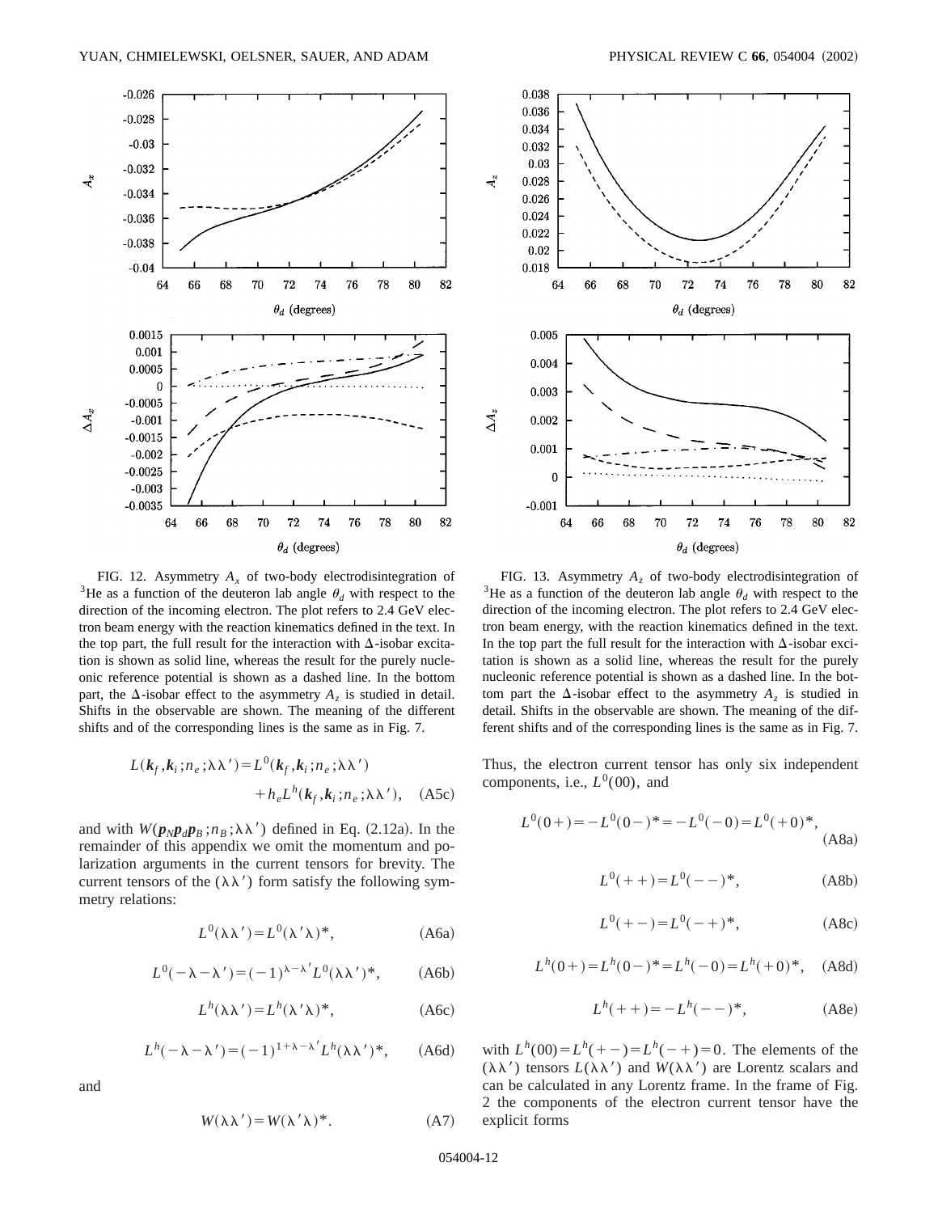FIG. 12. Asymmetry $A_x$ of two-body electrodisintegration of $^3$He as a function of the deuteron lab angle $\theta_d$ with respect to the direction of the incoming electron. The plot refers to 2.4 GeV electron beam energy with the reaction kinematics defined in the text. In the top part, the full result for the interaction with $\Delta$-isobar excitation is shown as solid line, whereas the result for the purely nucleonic reference potential is shown as a dashed line. In the bottom part, the $\Delta$-isobar effect to the asymmetry $A_z$ is studied in detail. Shifts in the observable are shown. The meaning of the different shifts and of the corresponding lines is the same as in Fig. 7.

FIG. 13. Asymmetry $A_z$ of two-body electrodisintegration of $^3$He as a function of the deuteron lab angle $\theta_d$ with respect to the direction of the incoming electron. The plot refers to 2.4 GeV electron beam energy, with the reaction kinematics defined in the text. In the top part the full result for the interaction with $\Delta$-isobar excitation is shown as a solid line, whereas the result for the purely nucleonic reference potential is shown as a dashed line. In the bottom part the $\Delta$-isobar effect to the asymmetry $A_z$ is studied in detail. Shifts in the observable are shown. The meaning of the different shifts and of the corresponding lines is the same as in Fig. 7.

$$L(\boldsymbol{k}_f,\boldsymbol{k}_i;n_e;\lambda\lambda') = L^0(\boldsymbol{k}_f,\boldsymbol{k}_i;n_e;\lambda\lambda') + h_e L^h(\boldsymbol{k}_f,\boldsymbol{k}_i;n_e;\lambda\lambda'), \quad \text{(A5c)}$$

and with $W(\boldsymbol{p}_N\boldsymbol{p}_d\boldsymbol{p}_B;n_B;\lambda\lambda')$ defined in Eq. (2.12a). In the remainder of this appendix we omit the momentum and polarization arguments in the current tensors for brevity. The current tensors of the $(\lambda\lambda')$ form satisfy the following symmetry relations:

$$L^0(\lambda\lambda') = L^0(\lambda'\lambda)^*, \quad \text{(A6a)}$$

$$L^0(-\lambda-\lambda') = (-1)^{\lambda-\lambda'} L^0(\lambda\lambda')^*, \quad \text{(A6b)}$$

$$L^h(\lambda\lambda') = L^h(\lambda'\lambda)^*, \quad \text{(A6c)}$$

$$L^h(-\lambda-\lambda') = (-1)^{1+\lambda-\lambda'} L^h(\lambda\lambda')^*, \quad \text{(A6d)}$$

and

$$W(\lambda\lambda') = W(\lambda'\lambda)^*. \quad \text{(A7)}$$

Thus, the electron current tensor has only six independent components, i.e., $L^0(00)$, and

$$L^0(0+) = -L^0(0-)^* = -L^0(-0) = L^0(+0)^*, \quad \text{(A8a)}$$

$$L^0(++) = L^0(--)^*, \quad \text{(A8b)}$$

$$L^0(+-) = L^0(-+)^*, \quad \text{(A8c)}$$

$$L^h(0+) = L^h(0-)^* = L^h(-0) = L^h(+0)^*, \quad \text{(A8d)}$$

$$L^h(++) = -L^h(--)^*, \quad \text{(A8e)}$$

with $L^h(00) = L^h(+-) = L^h(-+) = 0$. The elements of the $(\lambda\lambda')$ tensors $L(\lambda\lambda')$ and $W(\lambda\lambda')$ are Lorentz scalars and can be calculated in any Lorentz frame. In the frame of Fig. 2 the components of the electron current tensor have the explicit forms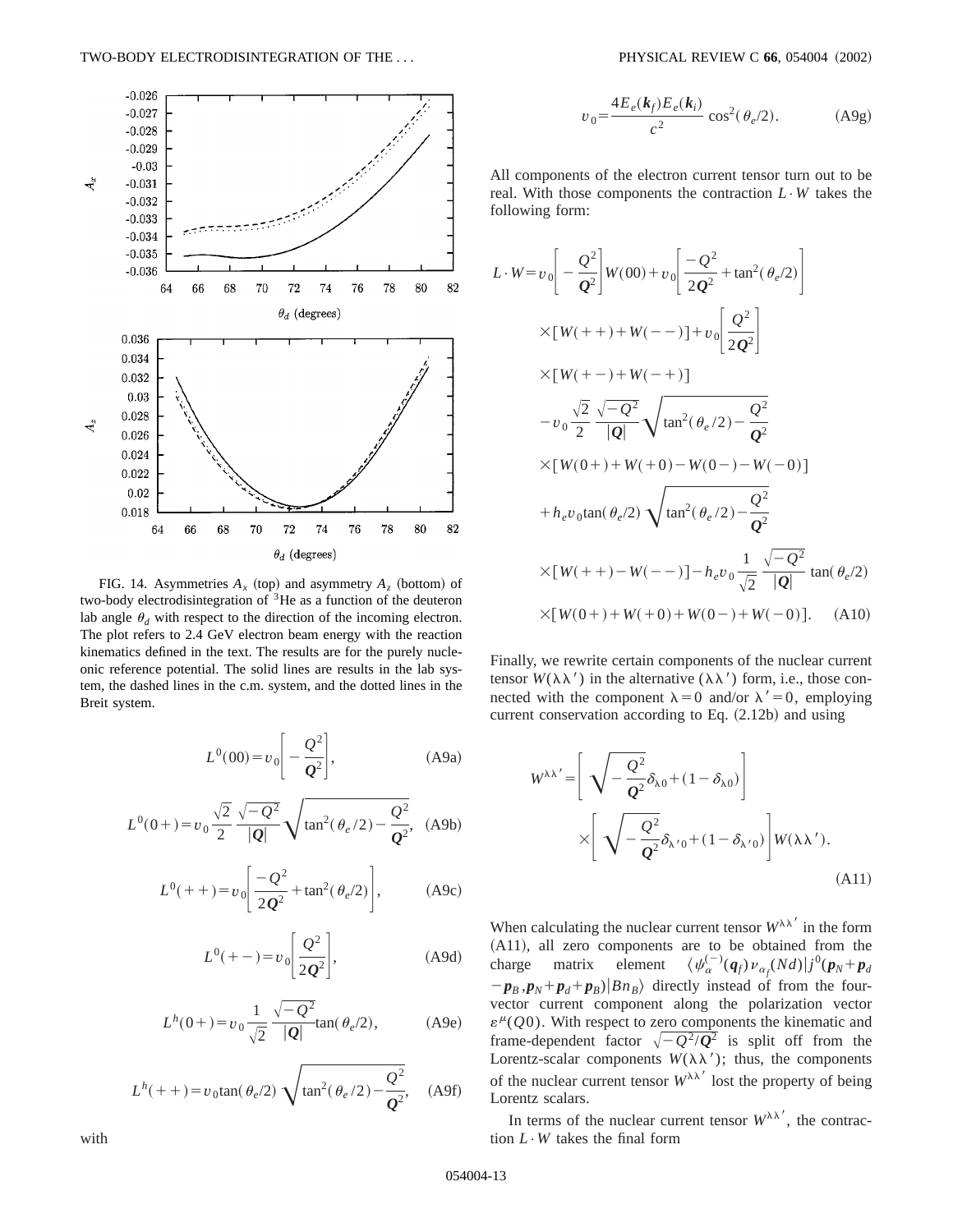FIG. 14. Asymmetries $A_x$ (top) and asymmetry $A_z$ (bottom) of two-body electrodisintegration of $^3$He as a function of the deuteron lab angle $\theta_d$ with respect to the direction of the incoming electron. The plot refers to 2.4 GeV electron beam energy with the reaction kinematics defined in the text. The results are for the purely nucleonic reference potential. The solid lines are results in the lab system, the dashed lines in the c.m. system, and the dotted lines in the Breit system.

$$L^0(00)=v_0\left[-\frac{Q^2}{\boldsymbol{Q}^2}\right], \tag{A9a}$$

$$L^0(0+)=v_0\frac{\sqrt{2}}{2}\frac{\sqrt{-Q^2}}{|\boldsymbol{Q}|}\sqrt{\tan^2(\theta_e/2)-\frac{Q^2}{\boldsymbol{Q}^2}}, \tag{A9b}$$

$$L^0(++)=v_0\left[\frac{-Q^2}{2\boldsymbol{Q}^2}+\tan^2(\theta_e/2)\right], \tag{A9c}$$

$$L^0(+-)=v_0\left[\frac{Q^2}{2\boldsymbol{Q}^2}\right], \tag{A9d}$$

$$L^h(0+)=v_0\frac{1}{\sqrt{2}}\frac{\sqrt{-Q^2}}{|\boldsymbol{Q}|}\tan(\theta_e/2), \tag{A9e}$$

$$L^h(++)=v_0\tan(\theta_e/2)\sqrt{\tan^2(\theta_e/2)-\frac{Q^2}{\boldsymbol{Q}^2}}, \tag{A9f}$$

with

$$v_0=\frac{4E_e(\boldsymbol{k}_f)E_e(\boldsymbol{k}_i)}{c^2}\cos^2(\theta_e/2). \tag{A9g}$$

All components of the electron current tensor turn out to be real. With those components the contraction $L\cdot W$ takes the following form:

$$\begin{aligned}
L\cdot W=&\,v_0\left[-\frac{Q^2}{\boldsymbol{Q}^2}\right]W(00)+v_0\left[\frac{-Q^2}{2\boldsymbol{Q}^2}+\tan^2(\theta_e/2)\right]\\
&\times[W(++)+W(--)]+v_0\left[\frac{Q^2}{2\boldsymbol{Q}^2}\right]\\
&\times[W(+-)+W(-+)]\\
&-v_0\frac{\sqrt{2}}{2}\frac{\sqrt{-Q^2}}{|\boldsymbol{Q}|}\sqrt{\tan^2(\theta_e/2)-\frac{Q^2}{\boldsymbol{Q}^2}}\\
&\times[W(0+)+W(+0)-W(0-)-W(-0)]\\
&+h_e v_0\tan(\theta_e/2)\sqrt{\tan^2(\theta_e/2)-\frac{Q^2}{\boldsymbol{Q}^2}}\\
&\times[W(++)-W(--)]-h_e v_0\frac{1}{\sqrt{2}}\frac{\sqrt{-Q^2}}{|\boldsymbol{Q}|}\tan(\theta_e/2)\\
&\times[W(0+)+W(+0)+W(0-)+W(-0)].
\end{aligned} \tag{A10}$$

Finally, we rewrite certain components of the nuclear current tensor $W(\lambda\lambda')$ in the alternative $(\lambda\lambda')$ form, i.e., those connected with the component $\lambda=0$ and/or $\lambda'=0$, employing current conservation according to Eq. (2.12b) and using

$$W^{\lambda\lambda'}=\left[\sqrt{-\frac{Q^2}{\boldsymbol{Q}^2}}\delta_{\lambda 0}+(1-\delta_{\lambda 0})\right]\times\left[\sqrt{-\frac{Q^2}{\boldsymbol{Q}^2}}\delta_{\lambda' 0}+(1-\delta_{\lambda' 0})\right]W(\lambda\lambda'). \tag{A11}$$

When calculating the nuclear current tensor $W^{\lambda\lambda'}$ in the form (A11), all zero components are to be obtained from the charge matrix element $\langle\psi_\alpha^{(-)}(\boldsymbol{q}_f)\nu_{\alpha_f}(Nd)|j^0(\boldsymbol{p}_N+\boldsymbol{p}_d-\boldsymbol{p}_B,\boldsymbol{p}_N+\boldsymbol{p}_d+\boldsymbol{p}_B)|Bn_B\rangle$ directly instead of from the four-vector current component along the polarization vector $\varepsilon^\mu(Q0)$. With respect to zero components the kinematic and frame-dependent factor $\sqrt{-Q^2/\boldsymbol{Q}^2}$ is split off from the Lorentz-scalar components $W(\lambda\lambda')$; thus, the components of the nuclear current tensor $W^{\lambda\lambda'}$ lost the property of being Lorentz scalars.

In terms of the nuclear current tensor $W^{\lambda\lambda'}$, the contraction $L\cdot W$ takes the final form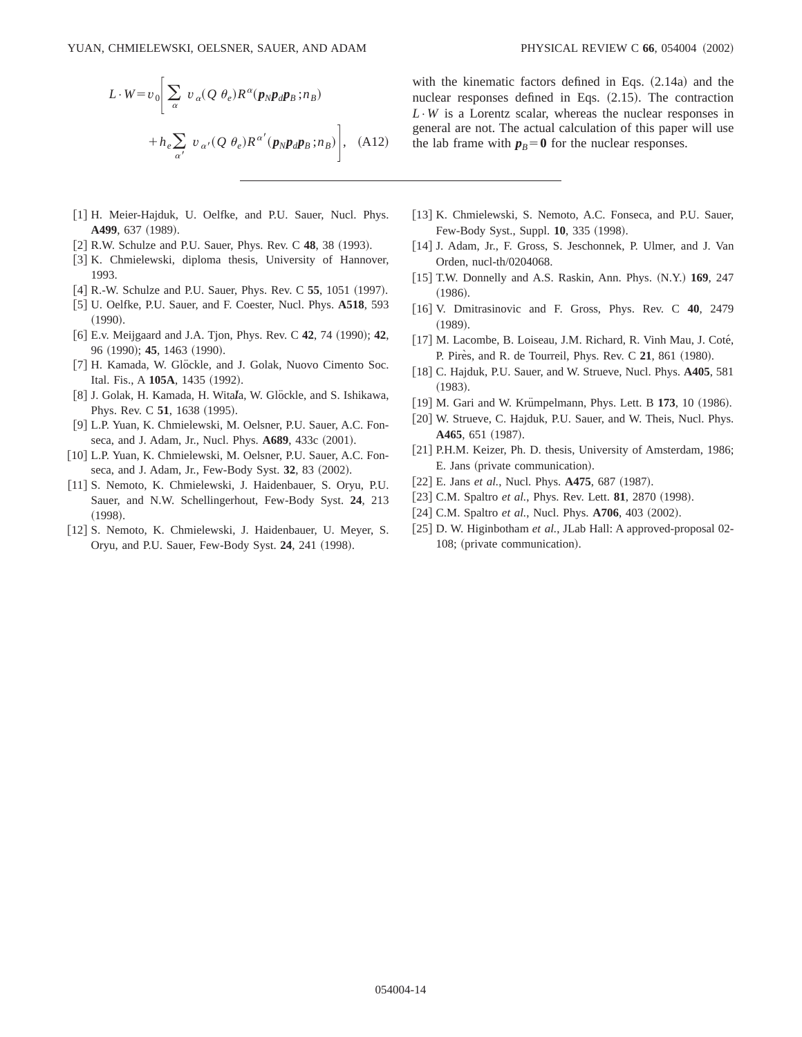$$L\cdot W=v_0\left[\sum_{\alpha} v_{\alpha}(Q\ \theta_e)R^{\alpha}(\boldsymbol{p}_N\boldsymbol{p}_d\boldsymbol{p}_B;n_B)\right.$$
$$\left.+h_e\sum_{\alpha'} v_{\alpha'}(Q\ \theta_e)R^{\alpha'}(\boldsymbol{p}_N\boldsymbol{p}_d\boldsymbol{p}_B;n_B)\right],\quad \text{(A12)}$$

with the kinematic factors defined in Eqs. (2.14a) and the nuclear responses defined in Eqs. (2.15). The contraction $L\cdot W$ is a Lorentz scalar, whereas the nuclear responses in general are not. The actual calculation of this paper will use the lab frame with $\boldsymbol{p}_B=\boldsymbol{0}$ for the nuclear responses.

---

[1] H. Meier-Hajduk, U. Oelfke, and P.U. Sauer, Nucl. Phys. **A499**, 637 (1989).

[2] R.W. Schulze and P.U. Sauer, Phys. Rev. C **48**, 38 (1993).

[3] K. Chmielewski, diploma thesis, University of Hannover, 1993.

[4] R.-W. Schulze and P.U. Sauer, Phys. Rev. C **55**, 1051 (1997).

[5] U. Oelfke, P.U. Sauer, and F. Coester, Nucl. Phys. **A518**, 593 (1990).

[6] E.v. Meijgaard and J.A. Tjon, Phys. Rev. C **42**, 74 (1990); **42**, 96 (1990); **45**, 1463 (1990).

[7] H. Kamada, W. Glöckle, and J. Golak, Nuovo Cimento Soc. Ital. Fis., A **105A**, 1435 (1992).

[8] J. Golak, H. Kamada, H. Witała, W. Glöckle, and S. Ishikawa, Phys. Rev. C **51**, 1638 (1995).

[9] L.P. Yuan, K. Chmielewski, M. Oelsner, P.U. Sauer, A.C. Fonseca, and J. Adam, Jr., Nucl. Phys. **A689**, 433c (2001).

[10] L.P. Yuan, K. Chmielewski, M. Oelsner, P.U. Sauer, A.C. Fonseca, and J. Adam, Jr., Few-Body Syst. **32**, 83 (2002).

[11] S. Nemoto, K. Chmielewski, J. Haidenbauer, S. Oryu, P.U. Sauer, and N.W. Schellingerhout, Few-Body Syst. **24**, 213 (1998).

[12] S. Nemoto, K. Chmielewski, J. Haidenbauer, U. Meyer, S. Oryu, and P.U. Sauer, Few-Body Syst. **24**, 241 (1998).

[13] K. Chmielewski, S. Nemoto, A.C. Fonseca, and P.U. Sauer, Few-Body Syst., Suppl. **10**, 335 (1998).

[14] J. Adam, Jr., F. Gross, S. Jeschonnek, P. Ulmer, and J. Van Orden, nucl-th/0204068.

[15] T.W. Donnelly and A.S. Raskin, Ann. Phys. (N.Y.) **169**, 247 (1986).

[16] V. Dmitrasinovic and F. Gross, Phys. Rev. C **40**, 2479 (1989).

[17] M. Lacombe, B. Loiseau, J.M. Richard, R. Vinh Mau, J. Coté, P. Pirès, and R. de Tourreil, Phys. Rev. C **21**, 861 (1980).

[18] C. Hajduk, P.U. Sauer, and W. Strueve, Nucl. Phys. **A405**, 581 (1983).

[19] M. Gari and W. Krümpelmann, Phys. Lett. B **173**, 10 (1986).

[20] W. Strueve, C. Hajduk, P.U. Sauer, and W. Theis, Nucl. Phys. **A465**, 651 (1987).

[21] P.H.M. Keizer, Ph. D. thesis, University of Amsterdam, 1986; E. Jans (private communication).

[22] E. Jans *et al.*, Nucl. Phys. **A475**, 687 (1987).

[23] C.M. Spaltro *et al.*, Phys. Rev. Lett. **81**, 2870 (1998).

[24] C.M. Spaltro *et al.*, Nucl. Phys. **A706**, 403 (2002).

[25] D. W. Higinbotham *et al.*, JLab Hall: A approved-proposal 02-108; (private communication).